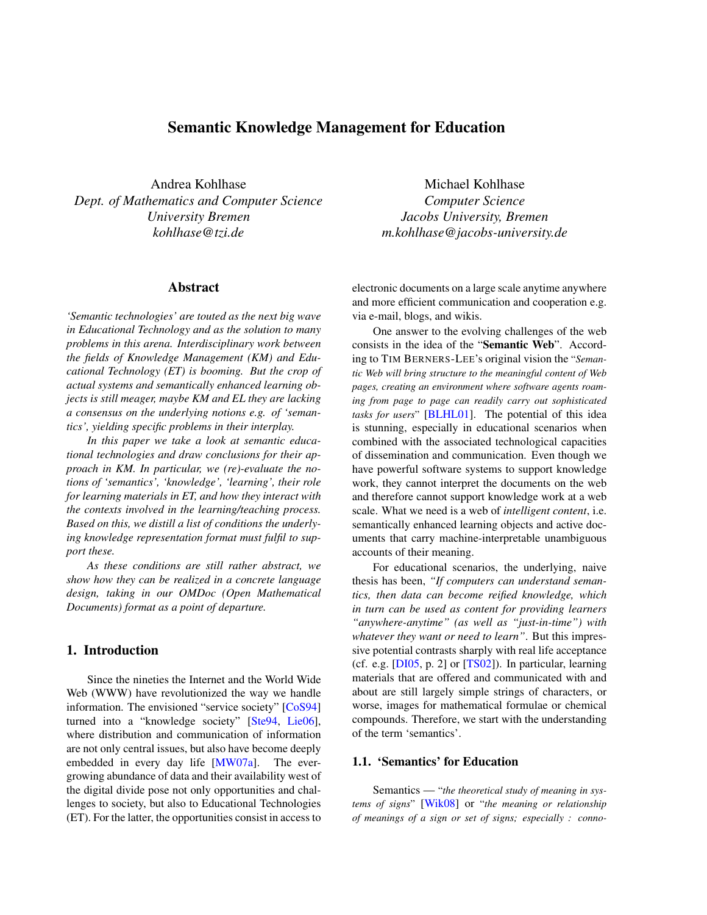# Semantic Knowledge Management for Education

Andrea Kohlhase
*Dept. of Mathematics and Computer Science*
*University Bremen*
*kohlhase@tzi.de*

Michael Kohlhase
*Computer Science*
*Jacobs University, Bremen*
*m.kohlhase@jacobs-university.de*

## Abstract

*'Semantic technologies' are touted as the next big wave in Educational Technology and as the solution to many problems in this arena. Interdisciplinary work between the fields of Knowledge Management (KM) and Educational Technology (ET) is booming. But the crop of actual systems and semantically enhanced learning objects is still meager, maybe KM and EL they are lacking a consensus on the underlying notions e.g. of 'semantics', yielding specific problems in their interplay.*

*In this paper we take a look at semantic educational technologies and draw conclusions for their approach in KM. In particular, we (re)-evaluate the notions of 'semantics', 'knowledge', 'learning', their role for learning materials in ET, and how they interact with the contexts involved in the learning/teaching process. Based on this, we distill a list of conditions the underlying knowledge representation format must fulfil to support these.*

*As these conditions are still rather abstract, we show how they can be realized in a concrete language design, taking in our OMDoc (Open Mathematical Documents) format as a point of departure.*

## 1. Introduction

Since the nineties the Internet and the World Wide Web (WWW) have revolutionized the way we handle information. The envisioned "service society" [CoS94] turned into a "knowledge society" [Ste94, Lie06], where distribution and communication of information are not only central issues, but also have become deeply embedded in every day life [MW07a]. The ever-growing abundance of data and their availability west of the digital divide pose not only opportunities and challenges to society, but also to Educational Technologies (ET). For the latter, the opportunities consist in access to electronic documents on a large scale anytime anywhere and more efficient communication and cooperation e.g. via e-mail, blogs, and wikis.

One answer to the evolving challenges of the web consists in the idea of the "**Semantic Web**". According to TIM BERNERS-LEE's original vision the "*Semantic Web will bring structure to the meaningful content of Web pages, creating an environment where software agents roaming from page to page can readily carry out sophisticated tasks for users*" [BLHL01]. The potential of this idea is stunning, especially in educational scenarios when combined with the associated technological capacities of dissemination and communication. Even though we have powerful software systems to support knowledge work, they cannot interpret the documents on the web and therefore cannot support knowledge work at a web scale. What we need is a web of *intelligent content*, i.e. semantically enhanced learning objects and active documents that carry machine-interpretable unambiguous accounts of their meaning.

For educational scenarios, the underlying, naive thesis has been, *"If computers can understand semantics, then data can become reified knowledge, which in turn can be used as content for providing learners "anywhere-anytime" (as well as "just-in-time") with whatever they want or need to learn"*. But this impressive potential contrasts sharply with real life acceptance (cf. e.g. [DI05, p. 2] or [TS02]). In particular, learning materials that are offered and communicated with and about are still largely simple strings of characters, or worse, images for mathematical formulae or chemical compounds. Therefore, we start with the understanding of the term 'semantics'.

### 1.1. 'Semantics' for Education

Semantics — "*the theoretical study of meaning in systems of signs*" [Wik08] or "*the meaning or relationship of meanings of a sign or set of signs; especially : conno-*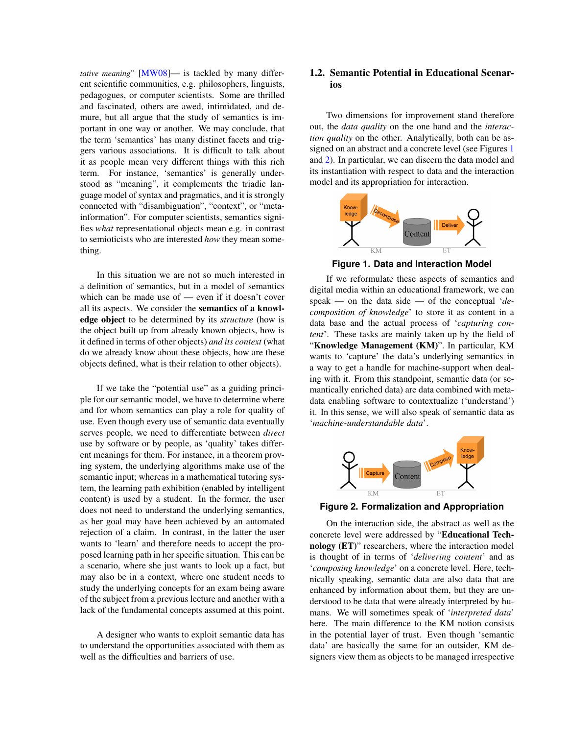*tative meaning*" [MW08]— is tackled by many different scientific communities, e.g. philosophers, linguists, pedagogues, or computer scientists. Some are thrilled and fascinated, others are awed, intimidated, and demure, but all argue that the study of semantics is important in one way or another. We may conclude, that the term 'semantics' has many distinct facets and triggers various associations. It is difficult to talk about it as people mean very different things with this rich term. For instance, 'semantics' is generally understood as "meaning", it complements the triadic language model of syntax and pragmatics, and it is strongly connected with "disambiguation", "context", or "meta-information". For computer scientists, semantics signifies *what* representational objects mean e.g. in contrast to semioticists who are interested *how* they mean something.

In this situation we are not so much interested in a definition of semantics, but in a model of semantics which can be made use of — even if it doesn't cover all its aspects. We consider the **semantics of a knowledge object** to be determined by its *structure* (how is the object built up from already known objects, how is it defined in terms of other objects) *and its context* (what do we already know about these objects, how are these objects defined, what is their relation to other objects).

If we take the "potential use" as a guiding principle for our semantic model, we have to determine where and for whom semantics can play a role for quality of use. Even though every use of semantic data eventually serves people, we need to differentiate between *direct* use by software or by people, as 'quality' takes different meanings for them. For instance, in a theorem proving system, the underlying algorithms make use of the semantic input; whereas in a mathematical tutoring system, the learning path exhibition (enabled by intelligent content) is used by a student. In the former, the user does not need to understand the underlying semantics, as her goal may have been achieved by an automated rejection of a claim. In contrast, in the latter the user wants to 'learn' and therefore needs to accept the proposed learning path in her specific situation. This can be a scenario, where she just wants to look up a fact, but may also be in a context, where one student needs to study the underlying concepts for an exam being aware of the subject from a previous lecture and another with a lack of the fundamental concepts assumed at this point.

A designer who wants to exploit semantic data has to understand the opportunities associated with them as well as the difficulties and barriers of use.

## 1.2. Semantic Potential in Educational Scenarios

Two dimensions for improvement stand therefore out, the *data quality* on the one hand and the *interaction quality* on the other. Analytically, both can be assigned on an abstract and a concrete level (see Figures 1 and 2). In particular, we can discern the data model and its instantiation with respect to data and the interaction model and its appropriation for interaction.

**Figure 1. Data and Interaction Model**

If we reformulate these aspects of semantics and digital media within an educational framework, we can speak — on the data side — of the conceptual '*decomposition of knowledge*' to store it as content in a data base and the actual process of '*capturing content*'. These tasks are mainly taken up by the field of "**Knowledge Management (KM)**". In particular, KM wants to 'capture' the data's underlying semantics in a way to get a handle for machine-support when dealing with it. From this standpoint, semantic data (or semantically enriched data) are data combined with metadata enabling software to contextualize ('understand') it. In this sense, we will also speak of semantic data as '*machine-understandable data*'.

**Figure 2. Formalization and Appropriation**

On the interaction side, the abstract as well as the concrete level were addressed by "**Educational Technology (ET)**" researchers, where the interaction model is thought of in terms of '*delivering content*' and as '*composing knowledge*' on a concrete level. Here, technically speaking, semantic data are also data that are enhanced by information about them, but they are understood to be data that were already interpreted by humans. We will sometimes speak of '*interpreted data*' here. The main difference to the KM notion consists in the potential layer of trust. Even though 'semantic data' are basically the same for an outsider, KM designers view them as objects to be managed irrespective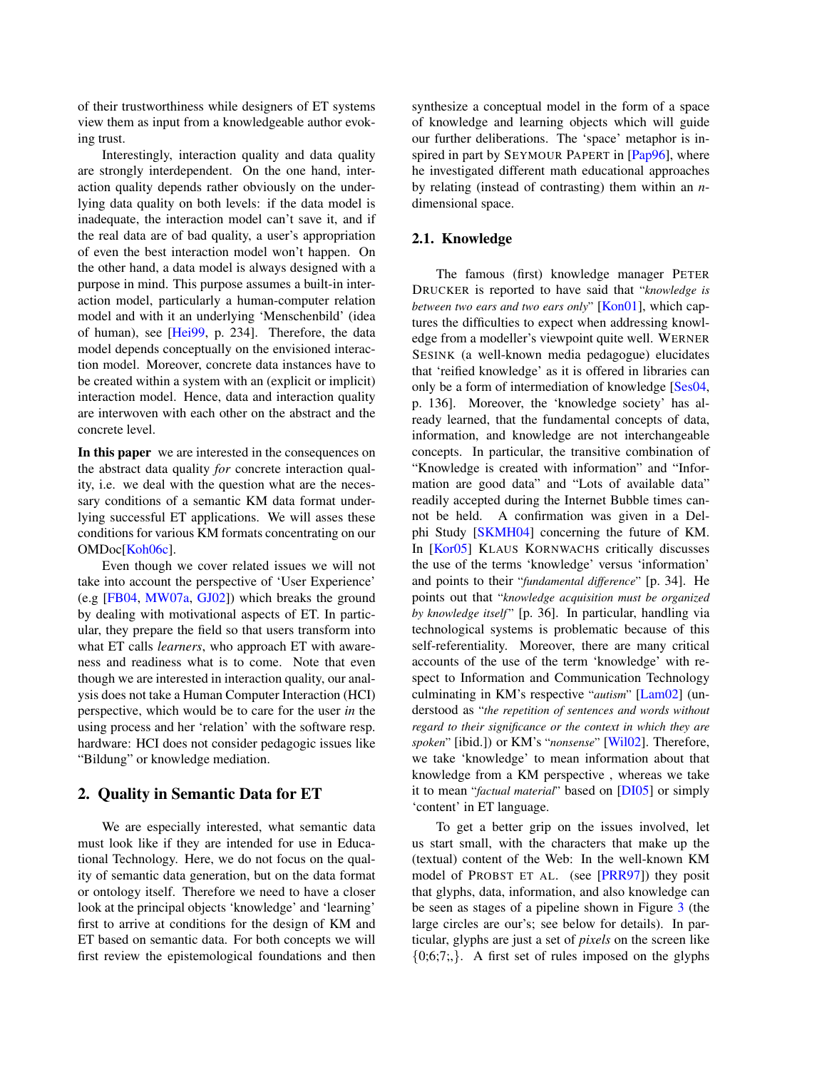of their trustworthiness while designers of ET systems view them as input from a knowledgeable author evoking trust.

Interestingly, interaction quality and data quality are strongly interdependent. On the one hand, interaction quality depends rather obviously on the underlying data quality on both levels: if the data model is inadequate, the interaction model can't save it, and if the real data are of bad quality, a user's appropriation of even the best interaction model won't happen. On the other hand, a data model is always designed with a purpose in mind. This purpose assumes a built-in interaction model, particularly a human-computer relation model and with it an underlying 'Menschenbild' (idea of human), see [Hei99, p. 234]. Therefore, the data model depends conceptually on the envisioned interaction model. Moreover, concrete data instances have to be created within a system with an (explicit or implicit) interaction model. Hence, data and interaction quality are interwoven with each other on the abstract and the concrete level.

**In this paper** we are interested in the consequences on the abstract data quality *for* concrete interaction quality, i.e. we deal with the question what are the necessary conditions of a semantic KM data format underlying successful ET applications. We will asses these conditions for various KM formats concentrating on our OMDoc[Koh06c].

Even though we cover related issues we will not take into account the perspective of 'User Experience' (e.g [FB04, MW07a, GJ02]) which breaks the ground by dealing with motivational aspects of ET. In particular, they prepare the field so that users transform into what ET calls *learners*, who approach ET with awareness and readiness what is to come. Note that even though we are interested in interaction quality, our analysis does not take a Human Computer Interaction (HCI) perspective, which would be to care for the user *in* the using process and her 'relation' with the software resp. hardware: HCI does not consider pedagogic issues like "Bildung" or knowledge mediation.

## 2. Quality in Semantic Data for ET

We are especially interested, what semantic data must look like if they are intended for use in Educational Technology. Here, we do not focus on the quality of semantic data generation, but on the data format or ontology itself. Therefore we need to have a closer look at the principal objects 'knowledge' and 'learning' first to arrive at conditions for the design of KM and ET based on semantic data. For both concepts we will first review the epistemological foundations and then synthesize a conceptual model in the form of a space of knowledge and learning objects which will guide our further deliberations. The 'space' metaphor is inspired in part by SEYMOUR PAPERT in [Pap96], where he investigated different math educational approaches by relating (instead of contrasting) them within an $n$-dimensional space.

### 2.1. Knowledge

The famous (first) knowledge manager PETER DRUCKER is reported to have said that "*knowledge is between two ears and two ears only*" [Kon01], which captures the difficulties to expect when addressing knowledge from a modeller's viewpoint quite well. WERNER SESINK (a well-known media pedagogue) elucidates that 'reified knowledge' as it is offered in libraries can only be a form of intermediation of knowledge [Ses04, p. 136]. Moreover, the 'knowledge society' has already learned, that the fundamental concepts of data, information, and knowledge are not interchangeable concepts. In particular, the transitive combination of "Knowledge is created with information" and "Information are good data" and "Lots of available data" readily accepted during the Internet Bubble times cannot be held. A confirmation was given in a Delphi Study [SKMH04] concerning the future of KM. In [Kor05] KLAUS KORNWACHS critically discusses the use of the terms 'knowledge' versus 'information' and points to their "*fundamental difference*" [p. 34]. He points out that "*knowledge acquisition must be organized by knowledge itself*" [p. 36]. In particular, handling via technological systems is problematic because of this self-referentiality. Moreover, there are many critical accounts of the use of the term 'knowledge' with respect to Information and Communication Technology culminating in KM's respective "*autism*" [Lam02] (understood as "*the repetition of sentences and words without regard to their significance or the context in which they are spoken*" [ibid.]) or KM's "*nonsense*" [Wil02]. Therefore, we take 'knowledge' to mean information about that knowledge from a KM perspective , whereas we take it to mean "*factual material*" based on [DI05] or simply 'content' in ET language.

To get a better grip on the issues involved, let us start small, with the characters that make up the (textual) content of the Web: In the well-known KM model of PROBST ET AL. (see [PRR97]) they posit that glyphs, data, information, and also knowledge can be seen as stages of a pipeline shown in Figure 3 (the large circles are our's; see below for details). In particular, glyphs are just a set of *pixels* on the screen like {0;6;7;,}. A first set of rules imposed on the glyphs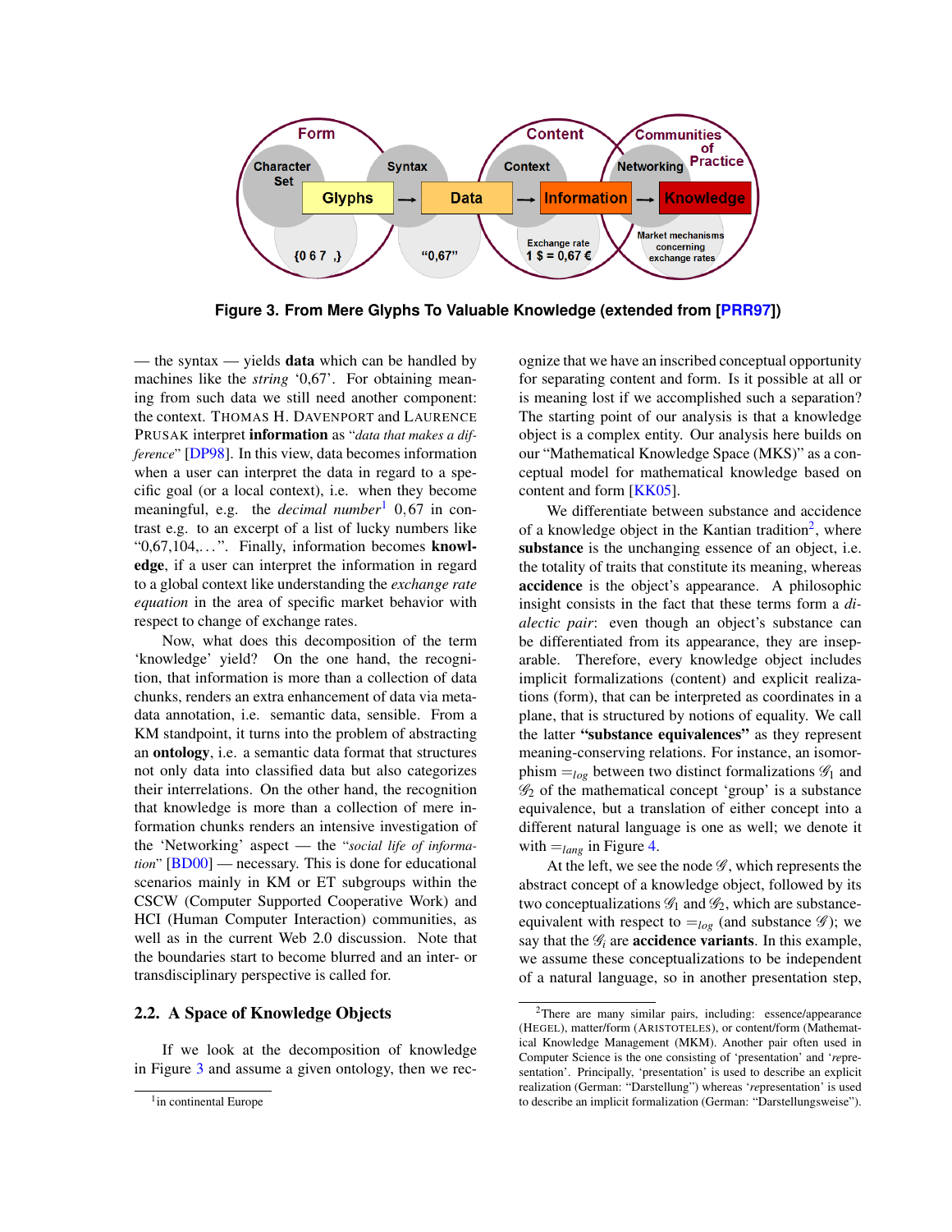Figure 3. From Mere Glyphs To Valuable Knowledge (extended from [PRR97])

— the syntax — yields **data** which can be handled by machines like the *string* '0,67'. For obtaining meaning from such data we still need another component: the context. THOMAS H. DAVENPORT and LAURENCE PRUSAK interpret **information** as "*data that makes a difference*" [DP98]. In this view, data becomes information when a user can interpret the data in regard to a specific goal (or a local context), i.e. when they become meaningful, e.g. the *decimal number*[1] 0,67 in contrast e.g. to an excerpt of a list of lucky numbers like "0,67,104,...". Finally, information becomes **knowledge**, if a user can interpret the information in regard to a global context like understanding the *exchange rate equation* in the area of specific market behavior with respect to change of exchange rates.

Now, what does this decomposition of the term 'knowledge' yield? On the one hand, the recognition, that information is more than a collection of data chunks, renders an extra enhancement of data via metadata annotation, i.e. semantic data, sensible. From a KM standpoint, it turns into the problem of abstracting an **ontology**, i.e. a semantic data format that structures not only data into classified data but also categorizes their interrelations. On the other hand, the recognition that knowledge is more than a collection of mere information chunks renders an intensive investigation of the 'Networking' aspect — the "*social life of information*" [BD00] — necessary. This is done for educational scenarios mainly in KM or ET subgroups within the CSCW (Computer Supported Cooperative Work) and HCI (Human Computer Interaction) communities, as well as in the current Web 2.0 discussion. Note that the boundaries start to become blurred and an inter- or transdisciplinary perspective is called for.

## 2.2. A Space of Knowledge Objects

If we look at the decomposition of knowledge in Figure 3 and assume a given ontology, then we recognize that we have an inscribed conceptual opportunity for separating content and form. Is it possible at all or is meaning lost if we accomplished such a separation? The starting point of our analysis is that a knowledge object is a complex entity. Our analysis here builds on our "Mathematical Knowledge Space (MKS)" as a conceptual model for mathematical knowledge based on content and form [KK05].

We differentiate between substance and accidence of a knowledge object in the Kantian tradition[2], where **substance** is the unchanging essence of an object, i.e. the totality of traits that constitute its meaning, whereas **accidence** is the object's appearance. A philosophic insight consists in the fact that these terms form a *dialectic pair*: even though an object's substance can be differentiated from its appearance, they are inseparable. Therefore, every knowledge object includes implicit formalizations (content) and explicit realizations (form), that can be interpreted as coordinates in a plane, that is structured by notions of equality. We call the latter **"substance equivalences"** as they represent meaning-conserving relations. For instance, an isomorphism $=_{log}$ between two distinct formalizations $\mathscr{G}_1$ and $\mathscr{G}_2$ of the mathematical concept 'group' is a substance equivalence, but a translation of either concept into a different natural language is one as well; we denote it with $=_{lang}$ in Figure 4.

At the left, we see the node $\mathscr{G}$, which represents the abstract concept of a knowledge object, followed by its two conceptualizations $\mathscr{G}_1$ and $\mathscr{G}_2$, which are substance-equivalent with respect to $=_{log}$ (and substance $\mathscr{G}$); we say that the $\mathscr{G}_i$ are **accidence variants**. In this example, we assume these conceptualizations to be independent of a natural language, so in another presentation step,

[1] in continental Europe

[2] There are many similar pairs, including: essence/appearance (HEGEL), matter/form (ARISTOTELES), or content/form (Mathematical Knowledge Management (MKM). Another pair often used in Computer Science is the one consisting of 'presentation' and '*re*presentation'. Principally, 'presentation' is used to describe an explicit realization (German: "Darstellung") whereas '*re*presentation' is used to describe an implicit formalization (German: "Darstellungsweise").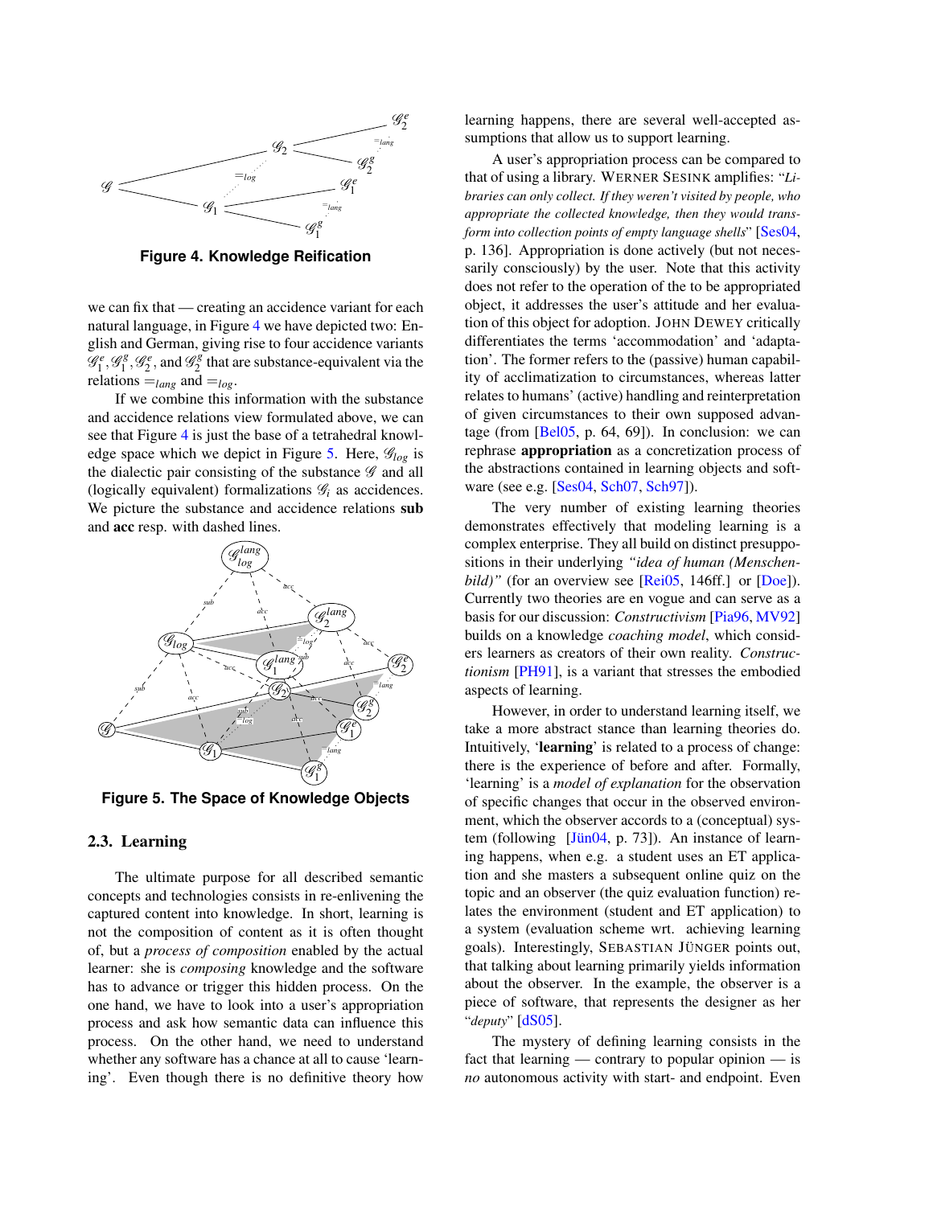**Figure 4. Knowledge Reification**

we can fix that — creating an accidence variant for each natural language, in Figure 4 we have depicted two: English and German, giving rise to four accidence variants $\mathscr{G}_1^e, \mathscr{G}_1^g, \mathscr{G}_2^e$, and $\mathscr{G}_2^g$ that are substance-equivalent via the relations $=_{lang}$ and $=_{log}$.

If we combine this information with the substance and accidence relations view formulated above, we can see that Figure 4 is just the base of a tetrahedral knowledge space which we depict in Figure 5. Here, $\mathscr{G}_{log}$ is the dialectic pair consisting of the substance $\mathscr{G}$ and all (logically equivalent) formalizations $\mathscr{G}_i$ as accidences. We picture the substance and accidence relations **sub** and **acc** resp. with dashed lines.

**Figure 5. The Space of Knowledge Objects**

## 2.3. Learning

The ultimate purpose for all described semantic concepts and technologies consists in re-enlivening the captured content into knowledge. In short, learning is not the composition of content as it is often thought of, but a *process of composition* enabled by the actual learner: she is *composing* knowledge and the software has to advance or trigger this hidden process. On the one hand, we have to look into a user's appropriation process and ask how semantic data can influence this process. On the other hand, we need to understand whether any software has a chance at all to cause 'learning'. Even though there is no definitive theory how learning happens, there are several well-accepted assumptions that allow us to support learning.

A user's appropriation process can be compared to that of using a library. WERNER SESINK amplifies: "*Libraries can only collect. If they weren't visited by people, who appropriate the collected knowledge, then they would transform into collection points of empty language shells*" [Ses04, p. 136]. Appropriation is done actively (but not necessarily consciously) by the user. Note that this activity does not refer to the operation of the to be appropriated object, it addresses the user's attitude and her evaluation of this object for adoption. JOHN DEWEY critically differentiates the terms 'accommodation' and 'adaptation'. The former refers to the (passive) human capability of acclimatization to circumstances, whereas latter relates to humans' (active) handling and reinterpretation of given circumstances to their own supposed advantage (from [Bel05, p. 64, 69]). In conclusion: we can rephrase **appropriation** as a concretization process of the abstractions contained in learning objects and software (see e.g. [Ses04, Sch07, Sch97]).

The very number of existing learning theories demonstrates effectively that modeling learning is a complex enterprise. They all build on distinct presuppositions in their underlying *"idea of human (Menschenbild)"* (for an overview see [Rei05, 146ff.] or [Doe]). Currently two theories are en vogue and can serve as a basis for our discussion: *Constructivism* [Pia96, MV92] builds on a knowledge *coaching model*, which considers learners as creators of their own reality. *Constructionism* [PH91], is a variant that stresses the embodied aspects of learning.

However, in order to understand learning itself, we take a more abstract stance than learning theories do. Intuitively, '**learning**' is related to a process of change: there is the experience of before and after. Formally, 'learning' is a *model of explanation* for the observation of specific changes that occur in the observed environment, which the observer accords to a (conceptual) system (following [Jün04, p. 73]). An instance of learning happens, when e.g. a student uses an ET application and she masters a subsequent online quiz on the topic and an observer (the quiz evaluation function) relates the environment (student and ET application) to a system (evaluation scheme wrt. achieving learning goals). Interestingly, SEBASTIAN JÜNGER points out, that talking about learning primarily yields information about the observer. In the example, the observer is a piece of software, that represents the designer as her "*deputy*" [dS05].

The mystery of defining learning consists in the fact that learning — contrary to popular opinion — is *no* autonomous activity with start- and endpoint. Even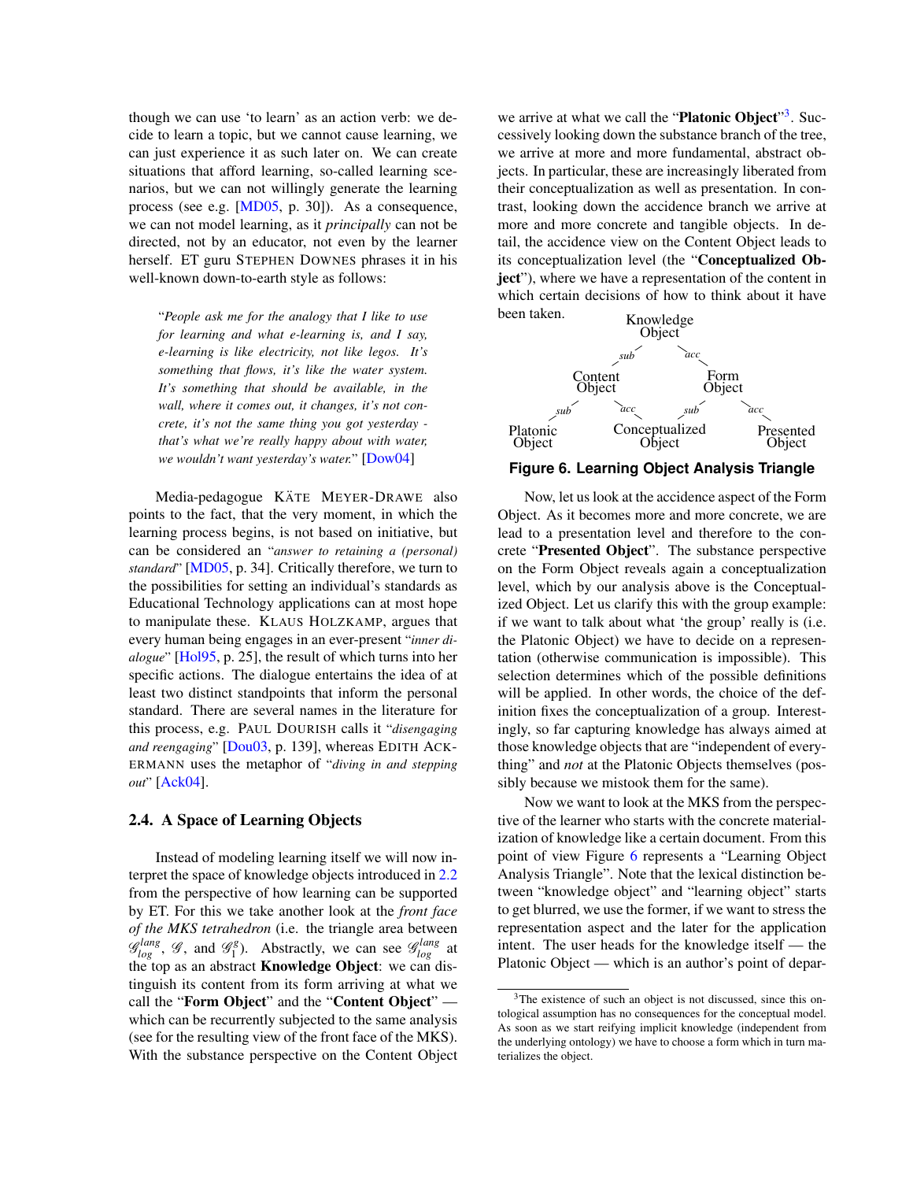though we can use 'to learn' as an action verb: we decide to learn a topic, but we cannot cause learning, we can just experience it as such later on. We can create situations that afford learning, so-called learning scenarios, but we can not willingly generate the learning process (see e.g. [MD05, p. 30]). As a consequence, we can not model learning, as it *principally* can not be directed, not by an educator, not even by the learner herself. ET guru Stephen Downes phrases it in his well-known down-to-earth style as follows:

> "*People ask me for the analogy that I like to use for learning and what e-learning is, and I say, e-learning is like electricity, not like legos. It's something that flows, it's like the water system. It's something that should be available, in the wall, where it comes out, it changes, it's not concrete, it's not the same thing you got yesterday - that's what we're really happy about with water, we wouldn't want yesterday's water.*" [Dow04]

Media-pedagogue Käte Meyer-Drawe also points to the fact, that the very moment, in which the learning process begins, is not based on initiative, but can be considered an "*answer to retaining a (personal) standard*" [MD05, p. 34]. Critically therefore, we turn to the possibilities for setting an individual's standards as Educational Technology applications can at most hope to manipulate these. Klaus Holzkamp, argues that every human being engages in an ever-present "*inner dialogue*" [Hol95, p. 25], the result of which turns into her specific actions. The dialogue entertains the idea of at least two distinct standpoints that inform the personal standard. There are several names in the literature for this process, e.g. Paul Dourish calls it "*disengaging and reengaging*" [Dou03, p. 139], whereas Edith Ackermann uses the metaphor of "*diving in and stepping out*" [Ack04].

### 2.4. A Space of Learning Objects

Instead of modeling learning itself we will now interpret the space of knowledge objects introduced in 2.2 from the perspective of how learning can be supported by ET. For this we take another look at the *front face of the MKS tetrahedron* (i.e. the triangle area between $\mathcal{G}^{lang}_{log}$, $\mathcal{G}$, and $\mathcal{G}^{g}_{1}$). Abstractly, we can see $\mathcal{G}^{lang}_{log}$ at the top as an abstract **Knowledge Object**: we can distinguish its content from its form arriving at what we call the "**Form Object**" and the "**Content Object**" — which can be recurrently subjected to the same analysis (see for the resulting view of the front face of the MKS). With the substance perspective on the Content Object we arrive at what we call the "**Platonic Object**"[3]. Successively looking down the substance branch of the tree, we arrive at more and more fundamental, abstract objects. In particular, these are increasingly liberated from their conceptualization as well as presentation. In contrast, looking down the accidence branch we arrive at more and more concrete and tangible objects. In detail, the accidence view on the Content Object leads to its conceptualization level (the "**Conceptualized Object**"), where we have a representation of the content in which certain decisions of how to think about it have been taken.

```
                 Knowledge
                  Object
              sub/       \acc
         Content           Form
          Object           Object
      sub/     \acc    sub/     \acc
 Platonic    Conceptualized    Presented
  Object         Object          Object
```

**Figure 6. Learning Object Analysis Triangle**

Now, let us look at the accidence aspect of the Form Object. As it becomes more and more concrete, we are lead to a presentation level and therefore to the concrete "**Presented Object**". The substance perspective on the Form Object reveals again a conceptualization level, which by our analysis above is the Conceptualized Object. Let us clarify this with the group example: if we want to talk about what 'the group' really is (i.e. the Platonic Object) we have to decide on a representation (otherwise communication is impossible). This selection determines which of the possible definitions will be applied. In other words, the choice of the definition fixes the conceptualization of a group. Interestingly, so far capturing knowledge has always aimed at those knowledge objects that are "independent of everything" and *not* at the Platonic Objects themselves (possibly because we mistook them for the same).

Now we want to look at the MKS from the perspective of the learner who starts with the concrete materialization of knowledge like a certain document. From this point of view Figure 6 represents a "Learning Object Analysis Triangle". Note that the lexical distinction between "knowledge object" and "learning object" starts to get blurred, we use the former, if we want to stress the representation aspect and the later for the application intent. The user heads for the knowledge itself — the Platonic Object — which is an author's point of depar-

[3] The existence of such an object is not discussed, since this ontological assumption has no consequences for the conceptual model. As soon as we start reifying implicit knowledge (independent from the underlying ontology) we have to choose a form which in turn materializes the object.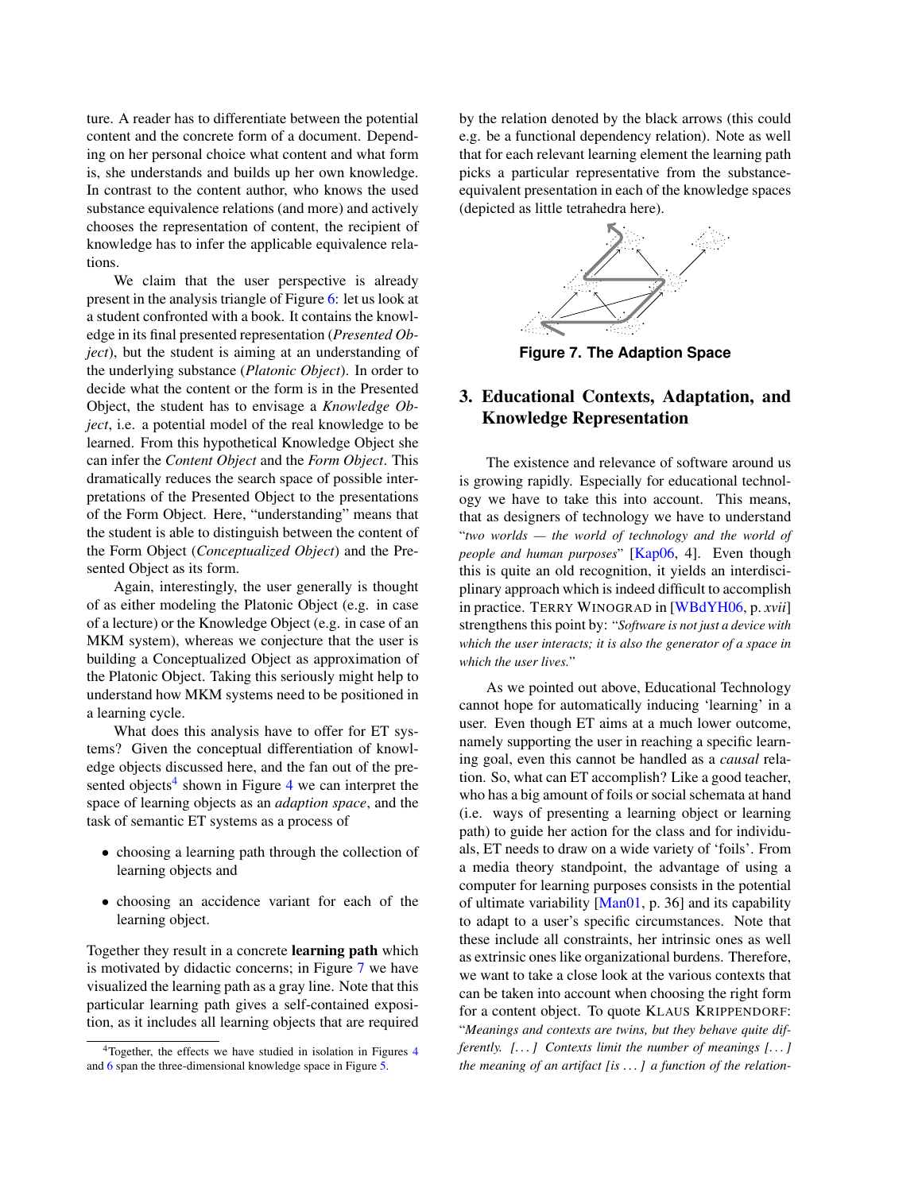ture. A reader has to differentiate between the potential content and the concrete form of a document. Depending on her personal choice what content and what form is, she understands and builds up her own knowledge. In contrast to the content author, who knows the used substance equivalence relations (and more) and actively chooses the representation of content, the recipient of knowledge has to infer the applicable equivalence relations.

We claim that the user perspective is already present in the analysis triangle of Figure 6: let us look at a student confronted with a book. It contains the knowledge in its final presented representation (*Presented Object*), but the student is aiming at an understanding of the underlying substance (*Platonic Object*). In order to decide what the content or the form is in the Presented Object, the student has to envisage a *Knowledge Object*, i.e. a potential model of the real knowledge to be learned. From this hypothetical Knowledge Object she can infer the *Content Object* and the *Form Object*. This dramatically reduces the search space of possible interpretations of the Presented Object to the presentations of the Form Object. Here, "understanding" means that the student is able to distinguish between the content of the Form Object (*Conceptualized Object*) and the Presented Object as its form.

Again, interestingly, the user generally is thought of as either modeling the Platonic Object (e.g. in case of a lecture) or the Knowledge Object (e.g. in case of an MKM system), whereas we conjecture that the user is building a Conceptualized Object as approximation of the Platonic Object. Taking this seriously might help to understand how MKM systems need to be positioned in a learning cycle.

What does this analysis have to offer for ET systems? Given the conceptual differentiation of knowledge objects discussed here, and the fan out of the presented objects[4] shown in Figure 4 we can interpret the space of learning objects as an *adaption space*, and the task of semantic ET systems as a process of

- choosing a learning path through the collection of learning objects and
- choosing an accidence variant for each of the learning object.

Together they result in a concrete **learning path** which is motivated by didactic concerns; in Figure 7 we have visualized the learning path as a gray line. Note that this particular learning path gives a self-contained exposition, as it includes all learning objects that are required by the relation denoted by the black arrows (this could e.g. be a functional dependency relation). Note as well that for each relevant learning element the learning path picks a particular representative from the substance-equivalent presentation in each of the knowledge spaces (depicted as little tetrahedra here).

**Figure 7. The Adaption Space**

## 3. Educational Contexts, Adaptation, and Knowledge Representation

The existence and relevance of software around us is growing rapidly. Especially for educational technology we have to take this into account. This means, that as designers of technology we have to understand "*two worlds — the world of technology and the world of people and human purposes*" [Kap06, 4]. Even though this is quite an old recognition, it yields an interdisciplinary approach which is indeed difficult to accomplish in practice. TERRY WINOGRAD in [WBdYH06, p. *xvii*] strengthens this point by: "*Software is not just a device with which the user interacts; it is also the generator of a space in which the user lives.*"

As we pointed out above, Educational Technology cannot hope for automatically inducing 'learning' in a user. Even though ET aims at a much lower outcome, namely supporting the user in reaching a specific learning goal, even this cannot be handled as a *causal* relation. So, what can ET accomplish? Like a good teacher, who has a big amount of foils or social schemata at hand (i.e. ways of presenting a learning object or learning path) to guide her action for the class and for individuals, ET needs to draw on a wide variety of 'foils'. From a media theory standpoint, the advantage of using a computer for learning purposes consists in the potential of ultimate variability [Man01, p. 36] and its capability to adapt to a user's specific circumstances. Note that these include all constraints, her intrinsic ones as well as extrinsic ones like organizational burdens. Therefore, we want to take a close look at the various contexts that can be taken into account when choosing the right form for a content object. To quote KLAUS KRIPPENDORF: "*Meanings and contexts are twins, but they behave quite differently. [...] Contexts limit the number of meanings [...] the meaning of an artifact [is ...] a function of the relation-*

[4] Together, the effects we have studied in isolation in Figures 4 and 6 span the three-dimensional knowledge space in Figure 5.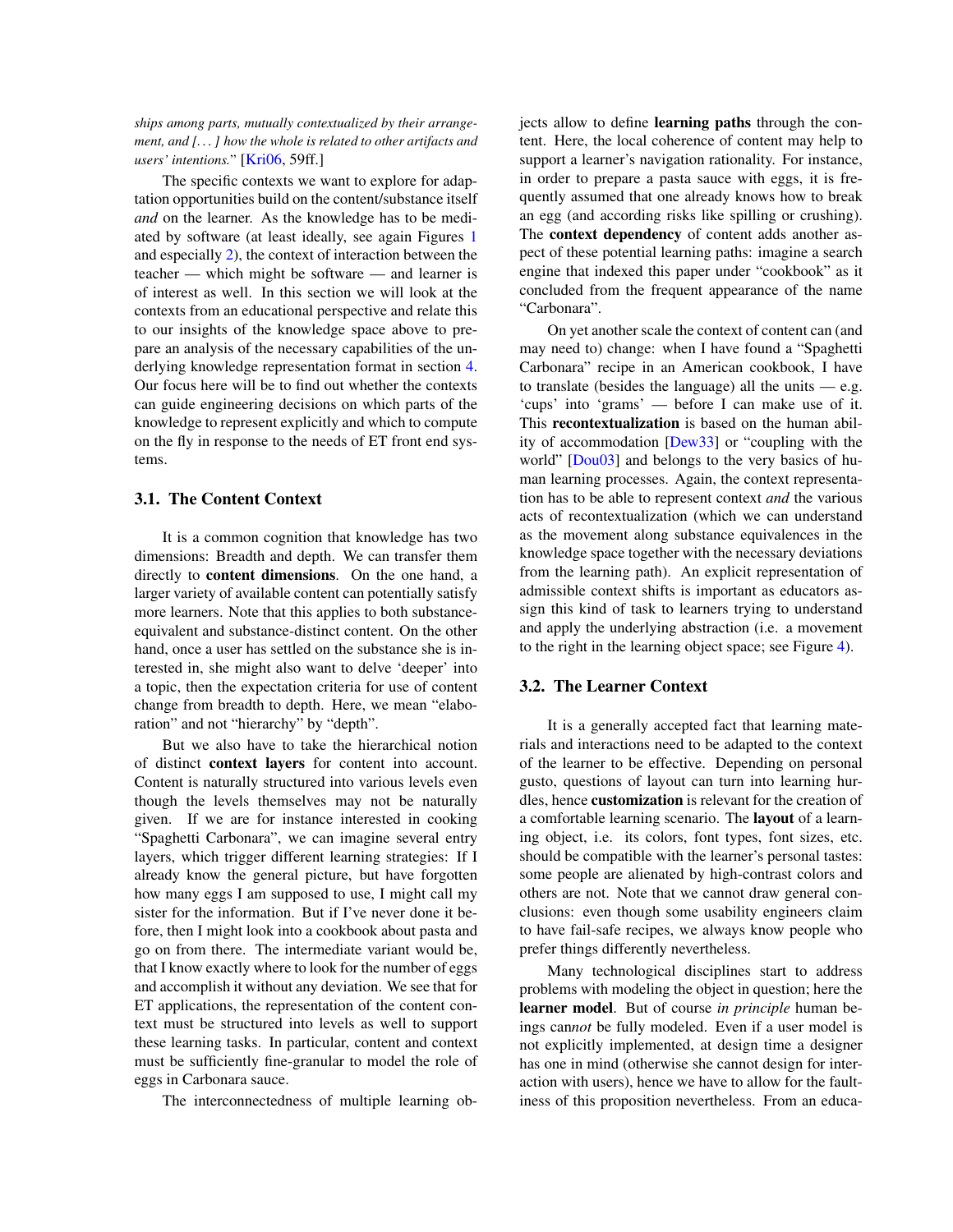*ships among parts, mutually contextualized by their arrangement, and [. . . ] how the whole is related to other artifacts and users' intentions.*" [Kri06, 59ff.]

The specific contexts we want to explore for adaptation opportunities build on the content/substance itself *and* on the learner. As the knowledge has to be mediated by software (at least ideally, see again Figures 1 and especially 2), the context of interaction between the teacher — which might be software — and learner is of interest as well. In this section we will look at the contexts from an educational perspective and relate this to our insights of the knowledge space above to prepare an analysis of the necessary capabilities of the underlying knowledge representation format in section 4. Our focus here will be to find out whether the contexts can guide engineering decisions on which parts of the knowledge to represent explicitly and which to compute on the fly in response to the needs of ET front end systems.

### 3.1. The Content Context

It is a common cognition that knowledge has two dimensions: Breadth and depth. We can transfer them directly to **content dimensions**. On the one hand, a larger variety of available content can potentially satisfy more learners. Note that this applies to both substance-equivalent and substance-distinct content. On the other hand, once a user has settled on the substance she is interested in, she might also want to delve 'deeper' into a topic, then the expectation criteria for use of content change from breadth to depth. Here, we mean "elaboration" and not "hierarchy" by "depth".

But we also have to take the hierarchical notion of distinct **context layers** for content into account. Content is naturally structured into various levels even though the levels themselves may not be naturally given. If we are for instance interested in cooking "Spaghetti Carbonara", we can imagine several entry layers, which trigger different learning strategies: If I already know the general picture, but have forgotten how many eggs I am supposed to use, I might call my sister for the information. But if I've never done it before, then I might look into a cookbook about pasta and go on from there. The intermediate variant would be, that I know exactly where to look for the number of eggs and accomplish it without any deviation. We see that for ET applications, the representation of the content context must be structured into levels as well to support these learning tasks. In particular, content and context must be sufficiently fine-granular to model the role of eggs in Carbonara sauce.

The interconnectedness of multiple learning objects allow to define **learning paths** through the content. Here, the local coherence of content may help to support a learner's navigation rationality. For instance, in order to prepare a pasta sauce with eggs, it is frequently assumed that one already knows how to break an egg (and according risks like spilling or crushing). The **context dependency** of content adds another aspect of these potential learning paths: imagine a search engine that indexed this paper under "cookbook" as it concluded from the frequent appearance of the name "Carbonara".

On yet another scale the context of content can (and may need to) change: when I have found a "Spaghetti Carbonara" recipe in an American cookbook, I have to translate (besides the language) all the units — e.g. 'cups' into 'grams' — before I can make use of it. This **recontextualization** is based on the human ability of accommodation [Dew33] or "coupling with the world" [Dou03] and belongs to the very basics of human learning processes. Again, the context representation has to be able to represent context *and* the various acts of recontextualization (which we can understand as the movement along substance equivalences in the knowledge space together with the necessary deviations from the learning path). An explicit representation of admissible context shifts is important as educators assign this kind of task to learners trying to understand and apply the underlying abstraction (i.e. a movement to the right in the learning object space; see Figure 4).

### 3.2. The Learner Context

It is a generally accepted fact that learning materials and interactions need to be adapted to the context of the learner to be effective. Depending on personal gusto, questions of layout can turn into learning hurdles, hence **customization** is relevant for the creation of a comfortable learning scenario. The **layout** of a learning object, i.e. its colors, font types, font sizes, etc. should be compatible with the learner's personal tastes: some people are alienated by high-contrast colors and others are not. Note that we cannot draw general conclusions: even though some usability engineers claim to have fail-safe recipes, we always know people who prefer things differently nevertheless.

Many technological disciplines start to address problems with modeling the object in question; here the **learner model**. But of course *in principle* human beings can*not* be fully modeled. Even if a user model is not explicitly implemented, at design time a designer has one in mind (otherwise she cannot design for interaction with users), hence we have to allow for the faultiness of this proposition nevertheless. From an educa-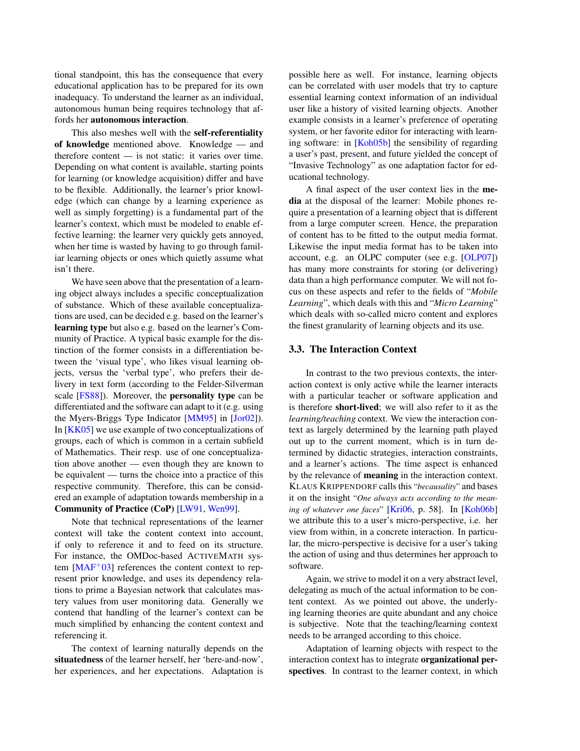tional standpoint, this has the consequence that every educational application has to be prepared for its own inadequacy. To understand the learner as an individual, autonomous human being requires technology that affords her **autonomous interaction**.

This also meshes well with the **self-referentiality of knowledge** mentioned above. Knowledge — and therefore content — is not static: it varies over time. Depending on what content is available, starting points for learning (or knowledge acquisition) differ and have to be flexible. Additionally, the learner's prior knowledge (which can change by a learning experience as well as simply forgetting) is a fundamental part of the learner's context, which must be modeled to enable effective learning: the learner very quickly gets annoyed, when her time is wasted by having to go through familiar learning objects or ones which quietly assume what isn't there.

We have seen above that the presentation of a learning object always includes a specific conceptualization of substance. Which of these available conceptualizations are used, can be decided e.g. based on the learner's **learning type** but also e.g. based on the learner's Community of Practice. A typical basic example for the distinction of the former consists in a differentiation between the 'visual type', who likes visual learning objects, versus the 'verbal type', who prefers their delivery in text form (according to the Felder-Silverman scale [FS88]). Moreover, the **personality type** can be differentiated and the software can adapt to it (e.g. using the Myers-Briggs Type Indicator [MM95] in [Jor02]). In [KK05] we use example of two conceptualizations of groups, each of which is common in a certain subfield of Mathematics. Their resp. use of one conceptualization above another — even though they are known to be equivalent — turns the choice into a practice of this respective community. Therefore, this can be considered an example of adaptation towards membership in a **Community of Practice (CoP)** [LW91, Wen99].

Note that technical representations of the learner context will take the content context into account, if only to reference it and to feed on its structure. For instance, the OMDoc-based ActiveMath system [MAF+03] references the content context to represent prior knowledge, and uses its dependency relations to prime a Bayesian network that calculates mastery values from user monitoring data. Generally we contend that handling of the learner's context can be much simplified by enhancing the content context and referencing it.

The context of learning naturally depends on the **situatedness** of the learner herself, her 'here-and-now', her experiences, and her expectations. Adaptation is possible here as well. For instance, learning objects can be correlated with user models that try to capture essential learning context information of an individual user like a history of visited learning objects. Another example consists in a learner's preference of operating system, or her favorite editor for interacting with learning software: in [Koh05b] the sensibility of regarding a user's past, present, and future yielded the concept of "Invasive Technology" as one adaptation factor for educational technology.

A final aspect of the user context lies in the **media** at the disposal of the learner: Mobile phones require a presentation of a learning object that is different from a large computer screen. Hence, the preparation of content has to be fitted to the output media format. Likewise the input media format has to be taken into account, e.g. an OLPC computer (see e.g. [OLP07]) has many more constraints for storing (or delivering) data than a high performance computer. We will not focus on these aspects and refer to the fields of "*Mobile Learning*", which deals with this and "*Micro Learning*" which deals with so-called micro content and explores the finest granularity of learning objects and its use.

### 3.3. The Interaction Context

In contrast to the two previous contexts, the interaction context is only active while the learner interacts with a particular teacher or software application and is therefore **short-lived**; we will also refer to it as the *learning/teaching* context. We view the interaction context as largely determined by the learning path played out up to the current moment, which is in turn determined by didactic strategies, interaction constraints, and a learner's actions. The time aspect is enhanced by the relevance of **meaning** in the interaction context. Klaus Krippendorf calls this "*becausality*" and bases it on the insight "*One always acts according to the meaning of whatever one faces*" [Kri06, p. 58]. In [Koh06b] we attribute this to a user's micro-perspective, i.e. her view from within, in a concrete interaction. In particular, the micro-perspective is decisive for a user's taking the action of using and thus determines her approach to software.

Again, we strive to model it on a very abstract level, delegating as much of the actual information to be content context. As we pointed out above, the underlying learning theories are quite abundant and any choice is subjective. Note that the teaching/learning context needs to be arranged according to this choice.

Adaptation of learning objects with respect to the interaction context has to integrate **organizational perspectives**. In contrast to the learner context, in which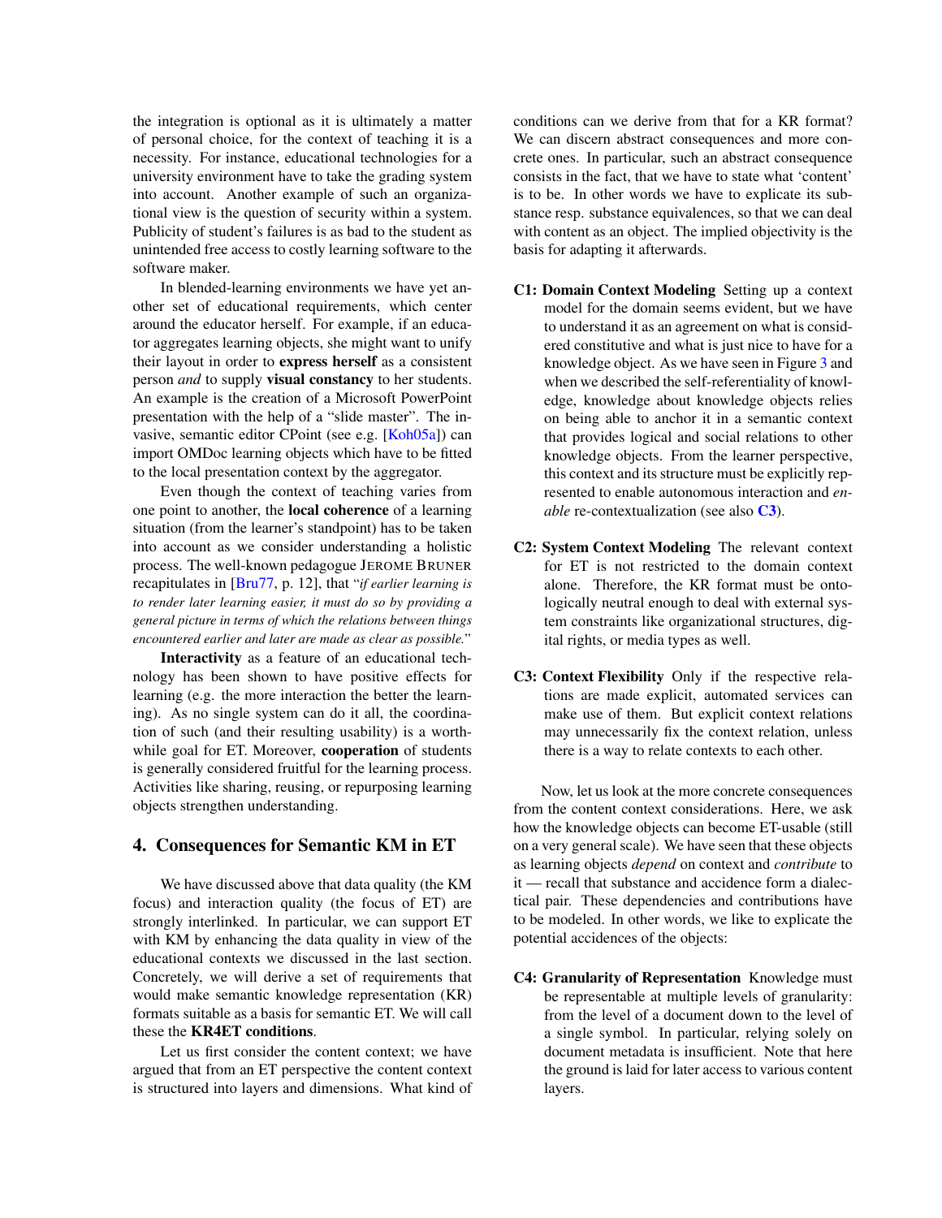the integration is optional as it is ultimately a matter of personal choice, for the context of teaching it is a necessity. For instance, educational technologies for a university environment have to take the grading system into account. Another example of such an organizational view is the question of security within a system. Publicity of student's failures is as bad to the student as unintended free access to costly learning software to the software maker.

In blended-learning environments we have yet another set of educational requirements, which center around the educator herself. For example, if an educator aggregates learning objects, she might want to unify their layout in order to **express herself** as a consistent person *and* to supply **visual constancy** to her students. An example is the creation of a Microsoft PowerPoint presentation with the help of a "slide master". The invasive, semantic editor CPoint (see e.g. [Koh05a]) can import OMDoc learning objects which have to be fitted to the local presentation context by the aggregator.

Even though the context of teaching varies from one point to another, the **local coherence** of a learning situation (from the learner's standpoint) has to be taken into account as we consider understanding a holistic process. The well-known pedagogue JEROME BRUNER recapitulates in [Bru77, p. 12], that "*if earlier learning is to render later learning easier, it must do so by providing a general picture in terms of which the relations between things encountered earlier and later are made as clear as possible.*"

**Interactivity** as a feature of an educational technology has been shown to have positive effects for learning (e.g. the more interaction the better the learning). As no single system can do it all, the coordination of such (and their resulting usability) is a worthwhile goal for ET. Moreover, **cooperation** of students is generally considered fruitful for the learning process. Activities like sharing, reusing, or repurposing learning objects strengthen understanding.

## 4. Consequences for Semantic KM in ET

We have discussed above that data quality (the KM focus) and interaction quality (the focus of ET) are strongly interlinked. In particular, we can support ET with KM by enhancing the data quality in view of the educational contexts we discussed in the last section. Concretely, we will derive a set of requirements that would make semantic knowledge representation (KR) formats suitable as a basis for semantic ET. We will call these the **KR4ET conditions**.

Let us first consider the content context; we have argued that from an ET perspective the content context is structured into layers and dimensions. What kind of conditions can we derive from that for a KR format? We can discern abstract consequences and more concrete ones. In particular, such an abstract consequence consists in the fact, that we have to state what 'content' is to be. In other words we have to explicate its substance resp. substance equivalences, so that we can deal with content as an object. The implied objectivity is the basis for adapting it afterwards.

**C1: Domain Context Modeling** Setting up a context model for the domain seems evident, but we have to understand it as an agreement on what is considered constitutive and what is just nice to have for a knowledge object. As we have seen in Figure 3 and when we described the self-referentiality of knowledge, knowledge about knowledge objects relies on being able to anchor it in a semantic context that provides logical and social relations to other knowledge objects. From the learner perspective, this context and its structure must be explicitly represented to enable autonomous interaction and *enable* re-contextualization (see also **C3**).

**C2: System Context Modeling** The relevant context for ET is not restricted to the domain context alone. Therefore, the KR format must be ontologically neutral enough to deal with external system constraints like organizational structures, digital rights, or media types as well.

**C3: Context Flexibility** Only if the respective relations are made explicit, automated services can make use of them. But explicit context relations may unnecessarily fix the context relation, unless there is a way to relate contexts to each other.

Now, let us look at the more concrete consequences from the content context considerations. Here, we ask how the knowledge objects can become ET-usable (still on a very general scale). We have seen that these objects as learning objects *depend* on context and *contribute* to it — recall that substance and accidence form a dialectical pair. These dependencies and contributions have to be modeled. In other words, we like to explicate the potential accidences of the objects:

**C4: Granularity of Representation** Knowledge must be representable at multiple levels of granularity: from the level of a document down to the level of a single symbol. In particular, relying solely on document metadata is insufficient. Note that here the ground is laid for later access to various content layers.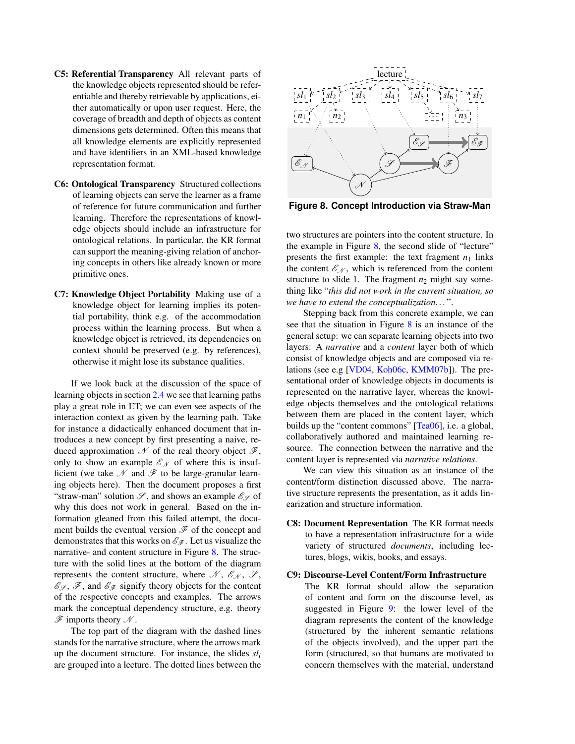**C5: Referential Transparency** All relevant parts of the knowledge objects represented should be referentiable and thereby retrievable by applications, either automatically or upon user request. Here, the coverage of breadth and depth of objects as content dimensions gets determined. Often this means that all knowledge elements are explicitly represented and have identifiers in an XML-based knowledge representation format.

**C6: Ontological Transparency** Structured collections of learning objects can serve the learner as a frame of reference for future communication and further learning. Therefore the representations of knowledge objects should include an infrastructure for ontological relations. In particular, the KR format can support the meaning-giving relation of anchoring concepts in others like already known or more primitive ones.

**C7: Knowledge Object Portability** Making use of a knowledge object for learning implies its potential portability, think e.g. of the accommodation process within the learning process. But when a knowledge object is retrieved, its dependencies on context should be preserved (e.g. by references), otherwise it might lose its substance qualities.

If we look back at the discussion of the space of learning objects in section 2.4 we see that learning paths play a great role in ET; we can even see aspects of the interaction context as given by the learning path. Take for instance a didactically enhanced document that introduces a new concept by first presenting a naive, reduced approximation $\mathscr{N}$ of the real theory object $\mathscr{F}$, only to show an example $\mathscr{E}_{\mathscr{N}}$ of where this is insufficient (we take $\mathscr{N}$ and $\mathscr{F}$ to be large-granular learning objects here). Then the document proposes a first "straw-man" solution $\mathscr{S}$, and shows an example $\mathscr{E}_{\mathscr{S}}$ of why this does not work in general. Based on the information gleaned from this failed attempt, the document builds the eventual version $\mathscr{F}$ of the concept and demonstrates that this works on $\mathscr{E}_{\mathscr{F}}$. Let us visualize the narrative- and content structure in Figure 8. The structure with the solid lines at the bottom of the diagram represents the content structure, where $\mathscr{N}$, $\mathscr{E}_{\mathscr{N}}$, $\mathscr{S}$, $\mathscr{E}_{\mathscr{S}}$, $\mathscr{F}$, and $\mathscr{E}_{\mathscr{F}}$ signify theory objects for the content of the respective concepts and examples. The arrows mark the conceptual dependency structure, e.g. theory $\mathscr{F}$ imports theory $\mathscr{N}$.

The top part of the diagram with the dashed lines stands for the narrative structure, where the arrows mark up the document structure. For instance, the slides $sl_i$ are grouped into a lecture. The dotted lines between the

**Figure 8. Concept Introduction via Straw-Man**

two structures are pointers into the content structure. In the example in Figure 8, the second slide of "lecture" presents the first example: the text fragment $n_1$ links the content $\mathscr{E}_{\mathscr{N}}$, which is referenced from the content structure to slide 1. The fragment $n_2$ might say something like "*this did not work in the current situation, so we have to extend the conceptualization. . .*".

Stepping back from this concrete example, we can see that the situation in Figure 8 is an instance of the general setup: we can separate learning objects into two layers: A *narrative* and a *content* layer both of which consist of knowledge objects and are composed via relations (see e.g [VD04, Koh06c, KMM07b]). The presentational order of knowledge objects in documents is represented on the narrative layer, whereas the knowledge objects themselves and the ontological relations between them are placed in the content layer, which builds up the "content commons" [Tea06], i.e. a global, collaboratively authored and maintained learning resource. The connection between the narrative and the content layer is represented via *narrative relations*.

We can view this situation as an instance of the content/form distinction discussed above. The narrative structure represents the presentation, as it adds linearization and structure information.

**C8: Document Representation** The KR format needs to have a representation infrastructure for a wide variety of structured *documents*, including lectures, blogs, wikis, books, and essays.

**C9: Discourse-Level Content/Form Infrastructure** The KR format should allow the separation of content and form on the discourse level, as suggested in Figure 9: the lower level of the diagram represents the content of the knowledge (structured by the inherent semantic relations of the objects involved), and the upper part the form (structured, so that humans are motivated to concern themselves with the material, understand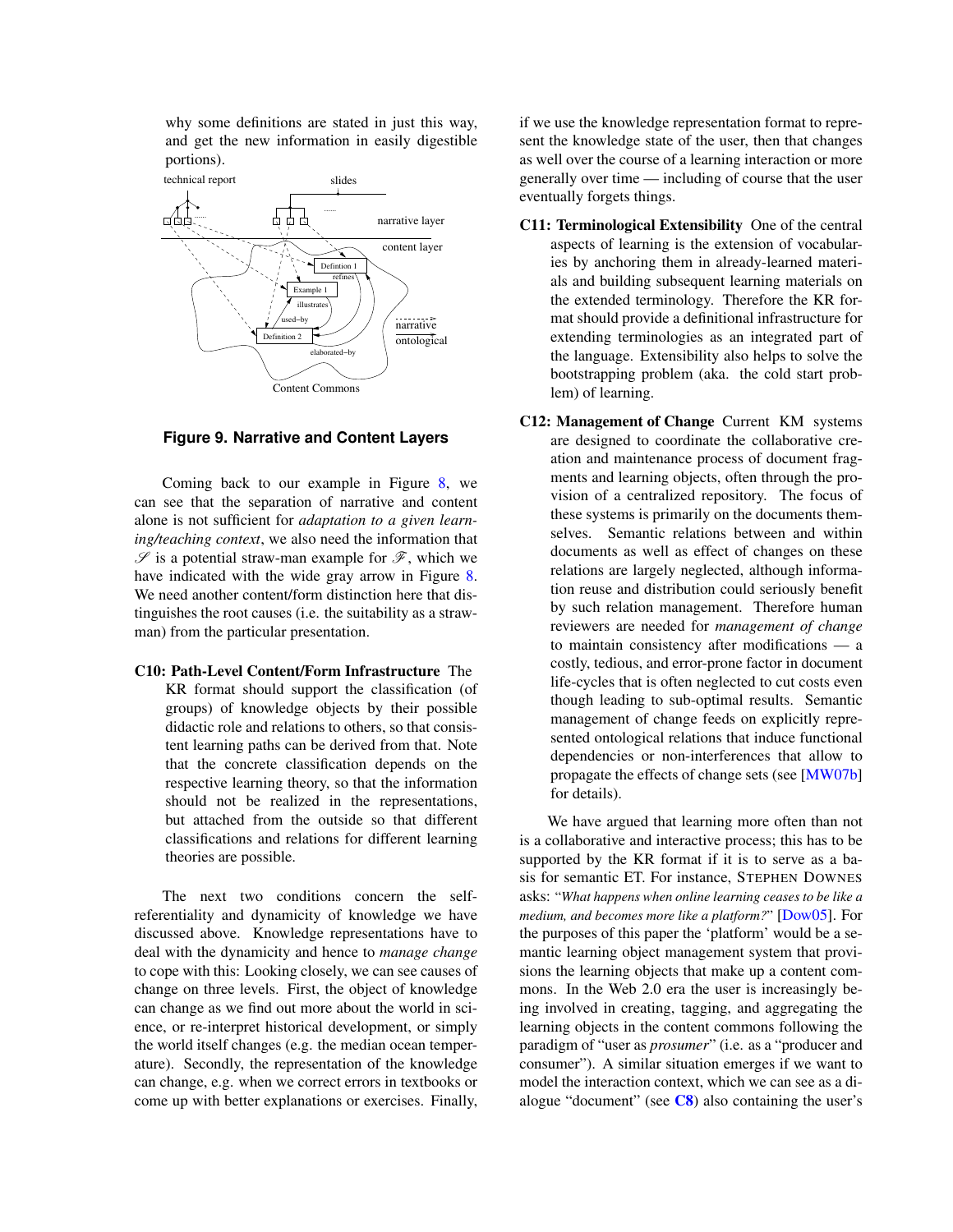why some definitions are stated in just this way, and get the new information in easily digestible portions).

**Figure 9. Narrative and Content Layers**

Coming back to our example in Figure 8, we can see that the separation of narrative and content alone is not sufficient for *adaptation to a given learning/teaching context*, we also need the information that $\mathscr{S}$ is a potential straw-man example for $\mathscr{F}$, which we have indicated with the wide gray arrow in Figure 8. We need another content/form distinction here that distinguishes the root causes (i.e. the suitability as a straw-man) from the particular presentation.

**C10: Path-Level Content/Form Infrastructure** The KR format should support the classification (of groups) of knowledge objects by their possible didactic role and relations to others, so that consistent learning paths can be derived from that. Note that the concrete classification depends on the respective learning theory, so that the information should not be realized in the representations, but attached from the outside so that different classifications and relations for different learning theories are possible.

The next two conditions concern the self-referentiality and dynamicity of knowledge we have discussed above. Knowledge representations have to deal with the dynamicity and hence to *manage change* to cope with this: Looking closely, we can see causes of change on three levels. First, the object of knowledge can change as we find out more about the world in science, or re-interpret historical development, or simply the world itself changes (e.g. the median ocean temperature). Secondly, the representation of the knowledge can change, e.g. when we correct errors in textbooks or come up with better explanations or exercises. Finally, if we use the knowledge representation format to represent the knowledge state of the user, then that changes as well over the course of a learning interaction or more generally over time — including of course that the user eventually forgets things.

**C11: Terminological Extensibility** One of the central aspects of learning is the extension of vocabularies by anchoring them in already-learned materials and building subsequent learning materials on the extended terminology. Therefore the KR format should provide a definitional infrastructure for extending terminologies as an integrated part of the language. Extensibility also helps to solve the bootstrapping problem (aka. the cold start problem) of learning.

**C12: Management of Change** Current KM systems are designed to coordinate the collaborative creation and maintenance process of document fragments and learning objects, often through the provision of a centralized repository. The focus of these systems is primarily on the documents themselves. Semantic relations between and within documents as well as effect of changes on these relations are largely neglected, although information reuse and distribution could seriously benefit by such relation management. Therefore human reviewers are needed for *management of change* to maintain consistency after modifications — a costly, tedious, and error-prone factor in document life-cycles that is often neglected to cut costs even though leading to sub-optimal results. Semantic management of change feeds on explicitly represented ontological relations that induce functional dependencies or non-interferences that allow to propagate the effects of change sets (see [MW07b] for details).

We have argued that learning more often than not is a collaborative and interactive process; this has to be supported by the KR format if it is to serve as a basis for semantic ET. For instance, STEPHEN DOWNES asks: "*What happens when online learning ceases to be like a medium, and becomes more like a platform?*" [Dow05]. For the purposes of this paper the 'platform' would be a semantic learning object management system that provisions the learning objects that make up a content commons. In the Web 2.0 era the user is increasingly being involved in creating, tagging, and aggregating the learning objects in the content commons following the paradigm of "user as *prosumer*" (i.e. as a "producer and consumer"). A similar situation emerges if we want to model the interaction context, which we can see as a dialogue "document" (see **C8**) also containing the user's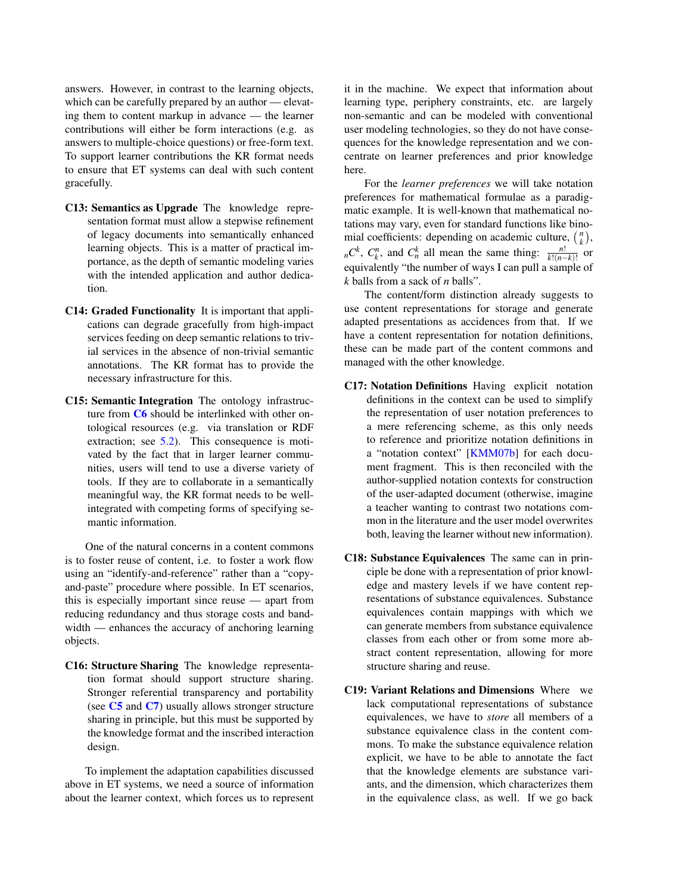answers. However, in contrast to the learning objects, which can be carefully prepared by an author — elevating them to content markup in advance — the learner contributions will either be form interactions (e.g. as answers to multiple-choice questions) or free-form text. To support learner contributions the KR format needs to ensure that ET systems can deal with such content gracefully.

**C13: Semantics as Upgrade** The knowledge representation format must allow a stepwise refinement of legacy documents into semantically enhanced learning objects. This is a matter of practical importance, as the depth of semantic modeling varies with the intended application and author dedication.

**C14: Graded Functionality** It is important that applications can degrade gracefully from high-impact services feeding on deep semantic relations to trivial services in the absence of non-trivial semantic annotations. The KR format has to provide the necessary infrastructure for this.

**C15: Semantic Integration** The ontology infrastructure from **C6** should be interlinked with other ontological resources (e.g. via translation or RDF extraction; see 5.2). This consequence is motivated by the fact that in larger learner communities, users will tend to use a diverse variety of tools. If they are to collaborate in a semantically meaningful way, the KR format needs to be well-integrated with competing forms of specifying semantic information.

One of the natural concerns in a content commons is to foster reuse of content, i.e. to foster a work flow using an "identify-and-reference" rather than a "copy-and-paste" procedure where possible. In ET scenarios, this is especially important since reuse — apart from reducing redundancy and thus storage costs and bandwidth — enhances the accuracy of anchoring learning objects.

**C16: Structure Sharing** The knowledge representation format should support structure sharing. Stronger referential transparency and portability (see **C5** and **C7**) usually allows stronger structure sharing in principle, but this must be supported by the knowledge format and the inscribed interaction design.

To implement the adaptation capabilities discussed above in ET systems, we need a source of information about the learner context, which forces us to represent it in the machine. We expect that information about learning type, periphery constraints, etc. are largely non-semantic and can be modeled with conventional user modeling technologies, so they do not have consequences for the knowledge representation and we concentrate on learner preferences and prior knowledge here.

For the *learner preferences* we will take notation preferences for mathematical formulae as a paradigmatic example. It is well-known that mathematical notations may vary, even for standard functions like binomial coefficients: depending on academic culture, $\binom{n}{k}$, ${}_nC^k$, $C^n_k$, and $C^k_n$ all mean the same thing: $\frac{n!}{k!(n-k)!}$ or equivalently "the number of ways I can pull a sample of $k$ balls from a sack of $n$ balls".

The content/form distinction already suggests to use content representations for storage and generate adapted presentations as accidences from that. If we have a content representation for notation definitions, these can be made part of the content commons and managed with the other knowledge.

**C17: Notation Definitions** Having explicit notation definitions in the context can be used to simplify the representation of user notation preferences to a mere referencing scheme, as this only needs to reference and prioritize notation definitions in a "notation context" [KMM07b] for each document fragment. This is then reconciled with the author-supplied notation contexts for construction of the user-adapted document (otherwise, imagine a teacher wanting to contrast two notations common in the literature and the user model overwrites both, leaving the learner without new information).

**C18: Substance Equivalences** The same can in principle be done with a representation of prior knowledge and mastery levels if we have content representations of substance equivalences. Substance equivalences contain mappings with which we can generate members from substance equivalence classes from each other or from some more abstract content representation, allowing for more structure sharing and reuse.

**C19: Variant Relations and Dimensions** Where we lack computational representations of substance equivalences, we have to *store* all members of a substance equivalence class in the content commons. To make the substance equivalence relation explicit, we have to be able to annotate the fact that the knowledge elements are substance variants, and the dimension, which characterizes them in the equivalence class, as well. If we go back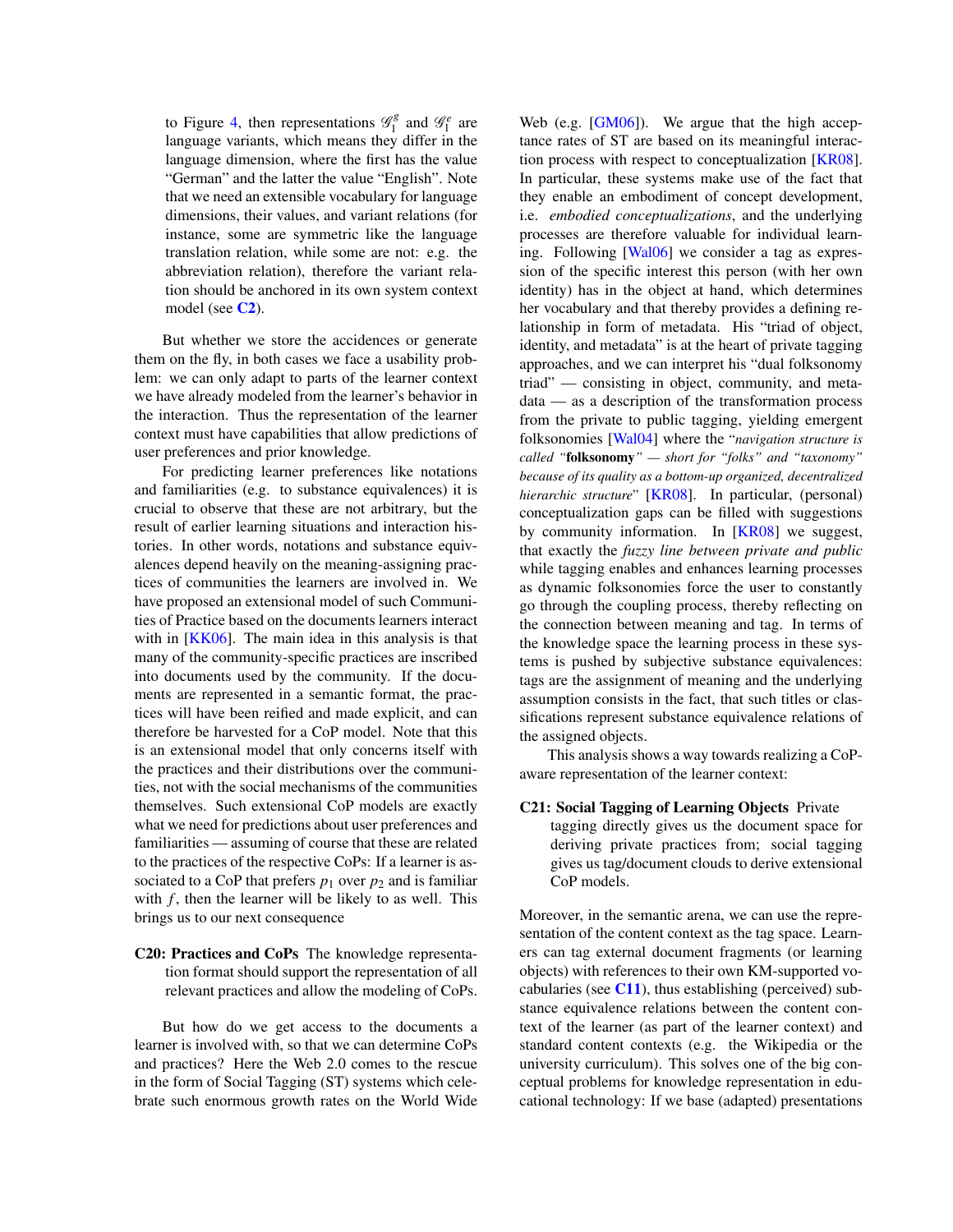to Figure 4, then representations $\mathscr{G}_1^g$ and $\mathscr{G}_1^e$ are language variants, which means they differ in the language dimension, where the first has the value "German" and the latter the value "English". Note that we need an extensible vocabulary for language dimensions, their values, and variant relations (for instance, some are symmetric like the language translation relation, while some are not: e.g. the abbreviation relation), therefore the variant relation should be anchored in its own system context model (see **C2**).

But whether we store the accidences or generate them on the fly, in both cases we face a usability problem: we can only adapt to parts of the learner context we have already modeled from the learner's behavior in the interaction. Thus the representation of the learner context must have capabilities that allow predictions of user preferences and prior knowledge.

For predicting learner preferences like notations and familiarities (e.g. to substance equivalences) it is crucial to observe that these are not arbitrary, but the result of earlier learning situations and interaction histories. In other words, notations and substance equivalences depend heavily on the meaning-assigning practices of communities the learners are involved in. We have proposed an extensional model of such Communities of Practice based on the documents learners interact with in [KK06]. The main idea in this analysis is that many of the community-specific practices are inscribed into documents used by the community. If the documents are represented in a semantic format, the practices will have been reified and made explicit, and can therefore be harvested for a CoP model. Note that this is an extensional model that only concerns itself with the practices and their distributions over the communities, not with the social mechanisms of the communities themselves. Such extensional CoP models are exactly what we need for predictions about user preferences and familiarities — assuming of course that these are related to the practices of the respective CoPs: If a learner is associated to a CoP that prefers $p_1$ over $p_2$ and is familiar with $f$, then the learner will be likely to as well. This brings us to our next consequence

**C20: Practices and CoPs** The knowledge representation format should support the representation of all relevant practices and allow the modeling of CoPs.

But how do we get access to the documents a learner is involved with, so that we can determine CoPs and practices? Here the Web 2.0 comes to the rescue in the form of Social Tagging (ST) systems which celebrate such enormous growth rates on the World Wide Web (e.g. [GM06]). We argue that the high acceptance rates of ST are based on its meaningful interaction process with respect to conceptualization [KR08]. In particular, these systems make use of the fact that they enable an embodiment of concept development, i.e. *embodied conceptualizations*, and the underlying processes are therefore valuable for individual learning. Following [Wal06] we consider a tag as expression of the specific interest this person (with her own identity) has in the object at hand, which determines her vocabulary and that thereby provides a defining relationship in form of metadata. His "triad of object, identity, and metadata" is at the heart of private tagging approaches, and we can interpret his "dual folksonomy triad" — consisting in object, community, and metadata — as a description of the transformation process from the private to public tagging, yielding emergent folksonomies [Wal04] where the "*navigation structure is called "***folksonomy***" — short for "folks" and "taxonomy" because of its quality as a bottom-up organized, decentralized hierarchic structure*" [KR08]. In particular, (personal) conceptualization gaps can be filled with suggestions by community information. In [KR08] we suggest, that exactly the *fuzzy line between private and public* while tagging enables and enhances learning processes as dynamic folksonomies force the user to constantly go through the coupling process, thereby reflecting on the connection between meaning and tag. In terms of the knowledge space the learning process in these systems is pushed by subjective substance equivalences: tags are the assignment of meaning and the underlying assumption consists in the fact, that such titles or classifications represent substance equivalence relations of the assigned objects.

This analysis shows a way towards realizing a CoP-aware representation of the learner context:

**C21: Social Tagging of Learning Objects** Private tagging directly gives us the document space for deriving private practices from; social tagging gives us tag/document clouds to derive extensional CoP models.

Moreover, in the semantic arena, we can use the representation of the content context as the tag space. Learners can tag external document fragments (or learning objects) with references to their own KM-supported vocabularies (see **C11**), thus establishing (perceived) substance equivalence relations between the content context of the learner (as part of the learner context) and standard content contexts (e.g. the Wikipedia or the university curriculum). This solves one of the big conceptual problems for knowledge representation in educational technology: If we base (adapted) presentations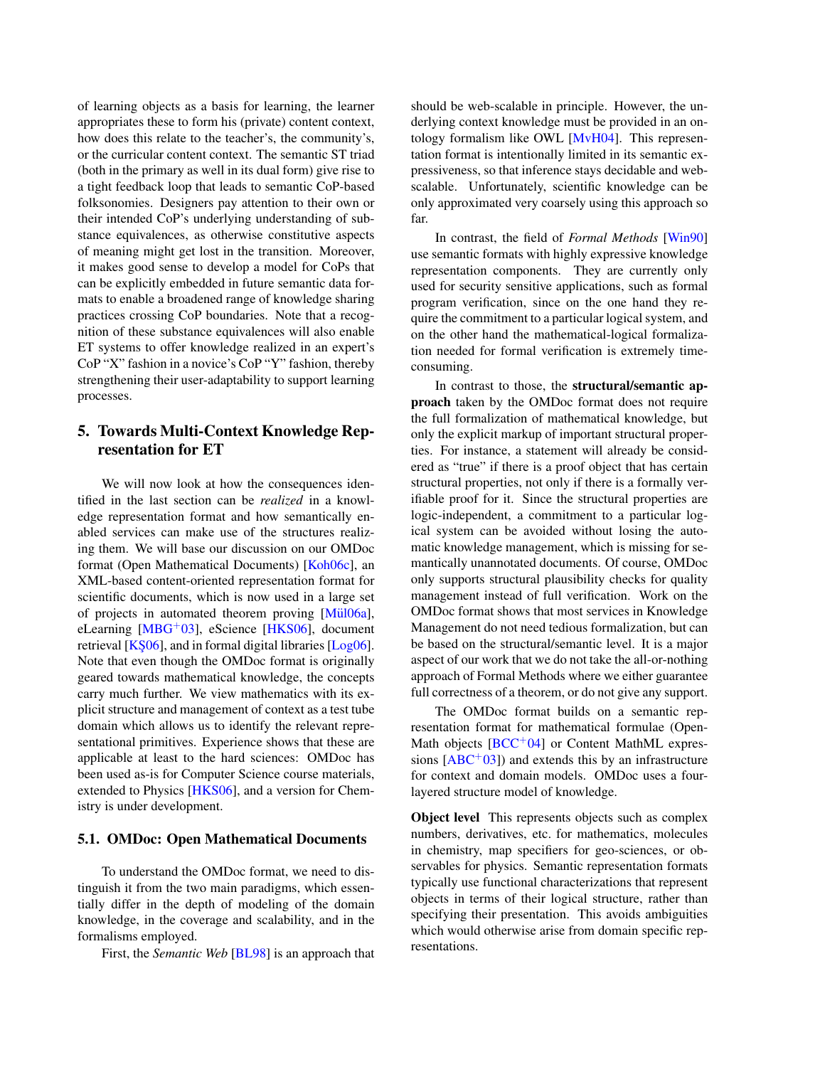of learning objects as a basis for learning, the learner appropriates these to form his (private) content context, how does this relate to the teacher's, the community's, or the curricular content context. The semantic ST triad (both in the primary as well in its dual form) give rise to a tight feedback loop that leads to semantic CoP-based folksonomies. Designers pay attention to their own or their intended CoP's underlying understanding of substance equivalences, as otherwise constitutive aspects of meaning might get lost in the transition. Moreover, it makes good sense to develop a model for CoPs that can be explicitly embedded in future semantic data formats to enable a broadened range of knowledge sharing practices crossing CoP boundaries. Note that a recognition of these substance equivalences will also enable ET systems to offer knowledge realized in an expert's CoP "X" fashion in a novice's CoP "Y" fashion, thereby strengthening their user-adaptability to support learning processes.

## 5. Towards Multi-Context Knowledge Representation for ET

We will now look at how the consequences identified in the last section can be *realized* in a knowledge representation format and how semantically enabled services can make use of the structures realizing them. We will base our discussion on our OMDoc format (Open Mathematical Documents) [Koh06c], an XML-based content-oriented representation format for scientific documents, which is now used in a large set of projects in automated theorem proving [Mül06a], eLearning [MBG+03], eScience [HKS06], document retrieval [KŞ06], and in formal digital libraries [Log06]. Note that even though the OMDoc format is originally geared towards mathematical knowledge, the concepts carry much further. We view mathematics with its explicit structure and management of context as a test tube domain which allows us to identify the relevant representational primitives. Experience shows that these are applicable at least to the hard sciences: OMDoc has been used as-is for Computer Science course materials, extended to Physics [HKS06], and a version for Chemistry is under development.

### 5.1. OMDoc: Open Mathematical Documents

To understand the OMDoc format, we need to distinguish it from the two main paradigms, which essentially differ in the depth of modeling of the domain knowledge, in the coverage and scalability, and in the formalisms employed.

First, the *Semantic Web* [BL98] is an approach that should be web-scalable in principle. However, the underlying context knowledge must be provided in an ontology formalism like OWL [MvH04]. This representation format is intentionally limited in its semantic expressiveness, so that inference stays decidable and web-scalable. Unfortunately, scientific knowledge can be only approximated very coarsely using this approach so far.

In contrast, the field of *Formal Methods* [Win90] use semantic formats with highly expressive knowledge representation components. They are currently only used for security sensitive applications, such as formal program verification, since on the one hand they require the commitment to a particular logical system, and on the other hand the mathematical-logical formalization needed for formal verification is extremely time-consuming.

In contrast to those, the **structural/semantic approach** taken by the OMDoc format does not require the full formalization of mathematical knowledge, but only the explicit markup of important structural properties. For instance, a statement will already be considered as "true" if there is a proof object that has certain structural properties, not only if there is a formally verifiable proof for it. Since the structural properties are logic-independent, a commitment to a particular logical system can be avoided without losing the automatic knowledge management, which is missing for semantically unannotated documents. Of course, OMDoc only supports structural plausibility checks for quality management instead of full verification. Work on the OMDoc format shows that most services in Knowledge Management do not need tedious formalization, but can be based on the structural/semantic level. It is a major aspect of our work that we do not take the all-or-nothing approach of Formal Methods where we either guarantee full correctness of a theorem, or do not give any support.

The OMDoc format builds on a semantic representation format for mathematical formulae (OpenMath objects [BCC+04] or Content MathML expressions [ABC+03]) and extends this by an infrastructure for context and domain models. OMDoc uses a four-layered structure model of knowledge.

**Object level** This represents objects such as complex numbers, derivatives, etc. for mathematics, molecules in chemistry, map specifiers for geo-sciences, or observables for physics. Semantic representation formats typically use functional characterizations that represent objects in terms of their logical structure, rather than specifying their presentation. This avoids ambiguities which would otherwise arise from domain specific representations.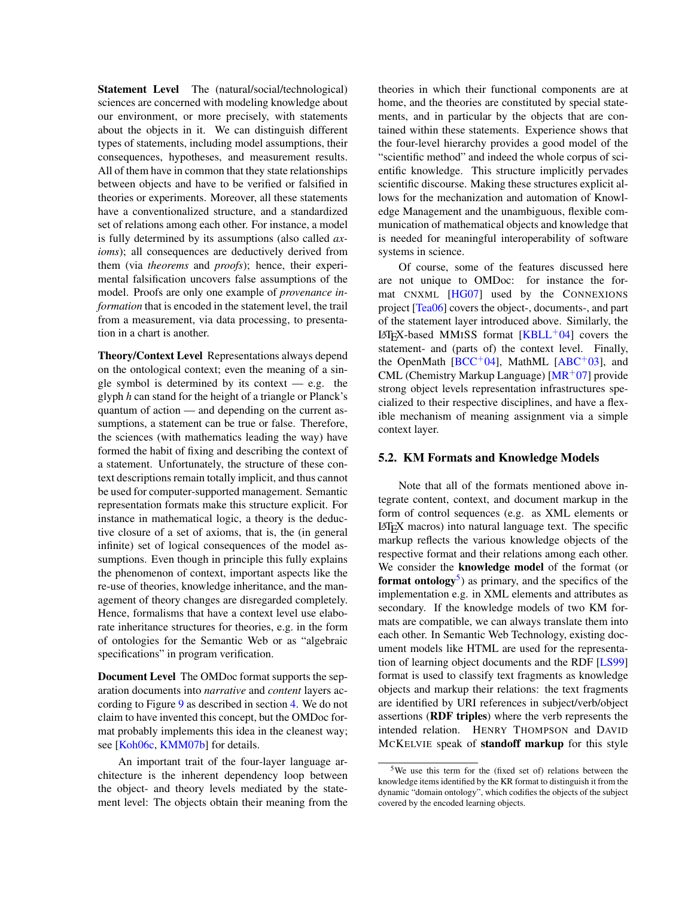**Statement Level** The (natural/social/technological) sciences are concerned with modeling knowledge about our environment, or more precisely, with statements about the objects in it. We can distinguish different types of statements, including model assumptions, their consequences, hypotheses, and measurement results. All of them have in common that they state relationships between objects and have to be verified or falsified in theories or experiments. Moreover, all these statements have a conventionalized structure, and a standardized set of relations among each other. For instance, a model is fully determined by its assumptions (also called *axioms*); all consequences are deductively derived from them (via *theorems* and *proofs*); hence, their experimental falsification uncovers false assumptions of the model. Proofs are only one example of *provenance information* that is encoded in the statement level, the trail from a measurement, via data processing, to presentation in a chart is another.

**Theory/Context Level** Representations always depend on the ontological context; even the meaning of a single symbol is determined by its context — e.g. the glyph $h$ can stand for the height of a triangle or Planck's quantum of action — and depending on the current assumptions, a statement can be true or false. Therefore, the sciences (with mathematics leading the way) have formed the habit of fixing and describing the context of a statement. Unfortunately, the structure of these context descriptions remain totally implicit, and thus cannot be used for computer-supported management. Semantic representation formats make this structure explicit. For instance in mathematical logic, a theory is the deductive closure of a set of axioms, that is, the (in general infinite) set of logical consequences of the model assumptions. Even though in principle this fully explains the phenomenon of context, important aspects like the re-use of theories, knowledge inheritance, and the management of theory changes are disregarded completely. Hence, formalisms that have a context level use elaborate inheritance structures for theories, e.g. in the form of ontologies for the Semantic Web or as "algebraic specifications" in program verification.

**Document Level** The OMDoc format supports the separation documents into *narrative* and *content* layers according to Figure 9 as described in section 4. We do not claim to have invented this concept, but the OMDoc format probably implements this idea in the cleanest way; see [Koh06c, KMM07b] for details.

An important trait of the four-layer language architecture is the inherent dependency loop between the object- and theory levels mediated by the statement level: The objects obtain their meaning from the theories in which their functional components are at home, and the theories are constituted by special statements, and in particular by the objects that are contained within these statements. Experience shows that the four-level hierarchy provides a good model of the "scientific method" and indeed the whole corpus of scientific knowledge. This structure implicitly pervades scientific discourse. Making these structures explicit allows for the mechanization and automation of Knowledge Management and the unambiguous, flexible communication of mathematical objects and knowledge that is needed for meaningful interoperability of software systems in science.

Of course, some of the features discussed here are not unique to OMDoc: for instance the format CNXML [HG07] used by the CONNEXIONS project [Tea06] covers the object-, documents-, and part of the statement layer introduced above. Similarly, the LaTeX-based MMiSS format [KBLL+04] covers the statement- and (parts of) the context level. Finally, the OpenMath [BCC+04], MathML [ABC+03], and CML (Chemistry Markup Language) [MR+07] provide strong object levels representation infrastructures specialized to their respective disciplines, and have a flexible mechanism of meaning assignment via a simple context layer.

## 5.2. KM Formats and Knowledge Models

Note that all of the formats mentioned above integrate content, context, and document markup in the form of control sequences (e.g. as XML elements or LaTeX macros) into natural language text. The specific markup reflects the various knowledge objects of the respective format and their relations among each other. We consider the **knowledge model** of the format (or **format ontology**[5]) as primary, and the specifics of the implementation e.g. in XML elements and attributes as secondary. If the knowledge models of two KM formats are compatible, we can always translate them into each other. In Semantic Web Technology, existing document models like HTML are used for the representation of learning object documents and the RDF [LS99] format is used to classify text fragments as knowledge objects and markup their relations: the text fragments are identified by URI references in subject/verb/object assertions (**RDF triples**) where the verb represents the intended relation. HENRY THOMPSON and DAVID MCKELVIE speak of **standoff markup** for this style

[5] We use this term for the (fixed set of) relations between the knowledge items identified by the KR format to distinguish it from the dynamic "domain ontology", which codifies the objects of the subject covered by the encoded learning objects.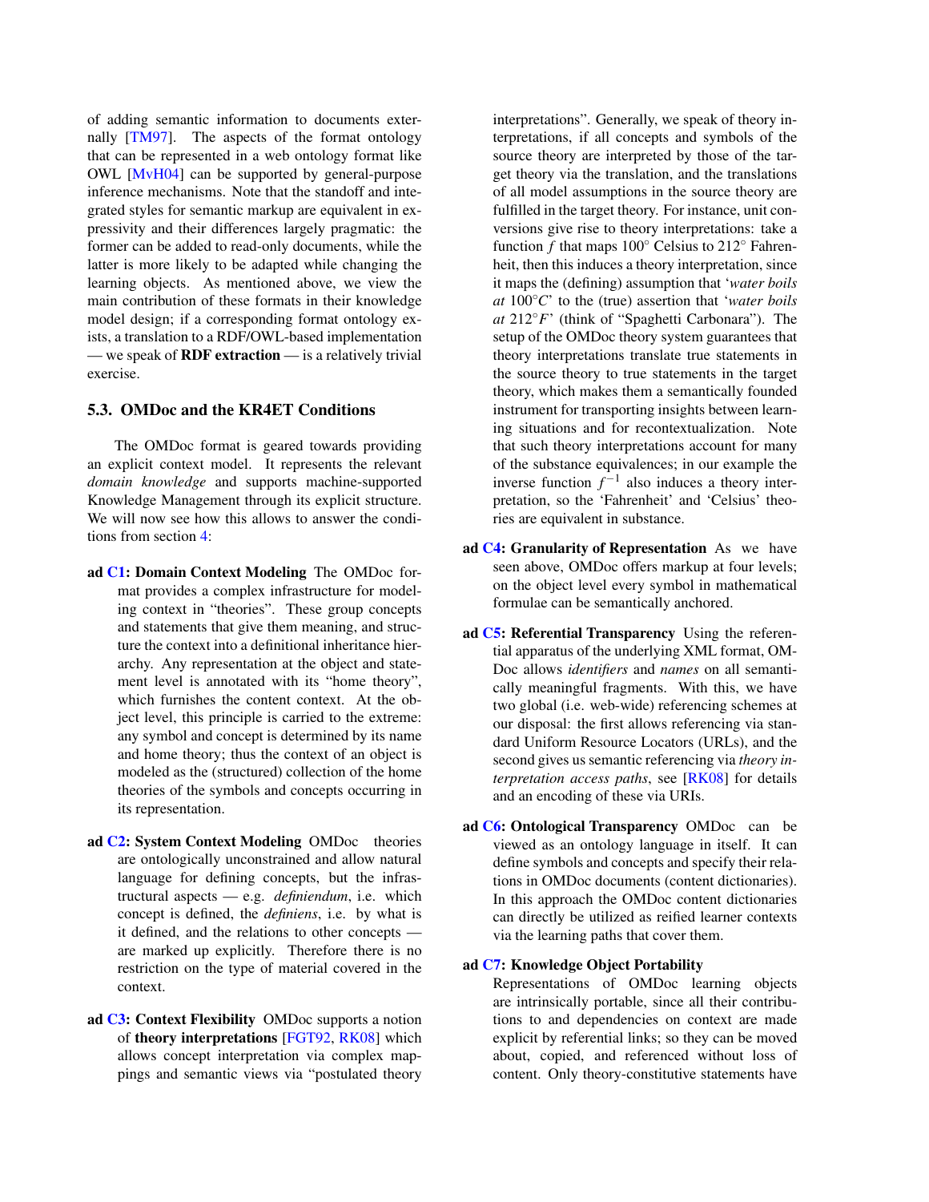of adding semantic information to documents externally [TM97]. The aspects of the format ontology that can be represented in a web ontology format like OWL [MvH04] can be supported by general-purpose inference mechanisms. Note that the standoff and integrated styles for semantic markup are equivalent in expressivity and their differences largely pragmatic: the former can be added to read-only documents, while the latter is more likely to be adapted while changing the learning objects. As mentioned above, we view the main contribution of these formats in their knowledge model design; if a corresponding format ontology exists, a translation to a RDF/OWL-based implementation — we speak of **RDF extraction** — is a relatively trivial exercise.

### 5.3. OMDoc and the KR4ET Conditions

The OMDoc format is geared towards providing an explicit context model. It represents the relevant *domain knowledge* and supports machine-supported Knowledge Management through its explicit structure. We will now see how this allows to answer the conditions from section 4:

**ad C1: Domain Context Modeling** The OMDoc format provides a complex infrastructure for modeling context in "theories". These group concepts and statements that give them meaning, and structure the context into a definitional inheritance hierarchy. Any representation at the object and statement level is annotated with its "home theory", which furnishes the content context. At the object level, this principle is carried to the extreme: any symbol and concept is determined by its name and home theory; thus the context of an object is modeled as the (structured) collection of the home theories of the symbols and concepts occurring in its representation.

**ad C2: System Context Modeling** OMDoc theories are ontologically unconstrained and allow natural language for defining concepts, but the infrastructural aspects — e.g. *definiendum*, i.e. which concept is defined, the *definiens*, i.e. by what is it defined, and the relations to other concepts — are marked up explicitly. Therefore there is no restriction on the type of material covered in the context.

**ad C3: Context Flexibility** OMDoc supports a notion of **theory interpretations** [FGT92, RK08] which allows concept interpretation via complex mappings and semantic views via "postulated theory interpretations". Generally, we speak of theory interpretations, if all concepts and symbols of the source theory are interpreted by those of the target theory via the translation, and the translations of all model assumptions in the source theory are fulfilled in the target theory. For instance, unit conversions give rise to theory interpretations: take a function $f$ that maps $100°$ Celsius to $212°$ Fahrenheit, then this induces a theory interpretation, since it maps the (defining) assumption that '*water boils at* $100°C$' to the (true) assertion that '*water boils at* $212°F$' (think of "Spaghetti Carbonara"). The setup of the OMDoc theory system guarantees that theory interpretations translate true statements in the source theory to true statements in the target theory, which makes them a semantically founded instrument for transporting insights between learning situations and for recontextualization. Note that such theory interpretations account for many of the substance equivalences; in our example the inverse function $f^{-1}$ also induces a theory interpretation, so the 'Fahrenheit' and 'Celsius' theories are equivalent in substance.

**ad C4: Granularity of Representation** As we have seen above, OMDoc offers markup at four levels; on the object level every symbol in mathematical formulae can be semantically anchored.

**ad C5: Referential Transparency** Using the referential apparatus of the underlying XML format, OMDoc allows *identifiers* and *names* on all semantically meaningful fragments. With this, we have two global (i.e. web-wide) referencing schemes at our disposal: the first allows referencing via standard Uniform Resource Locators (URLs), and the second gives us semantic referencing via *theory interpretation access paths*, see [RK08] for details and an encoding of these via URIs.

**ad C6: Ontological Transparency** OMDoc can be viewed as an ontology language in itself. It can define symbols and concepts and specify their relations in OMDoc documents (content dictionaries). In this approach the OMDoc content dictionaries can directly be utilized as reified learner contexts via the learning paths that cover them.

**ad C7: Knowledge Object Portability** Representations of OMDoc learning objects are intrinsically portable, since all their contributions to and dependencies on context are made explicit by referential links; so they can be moved about, copied, and referenced without loss of content. Only theory-constitutive statements have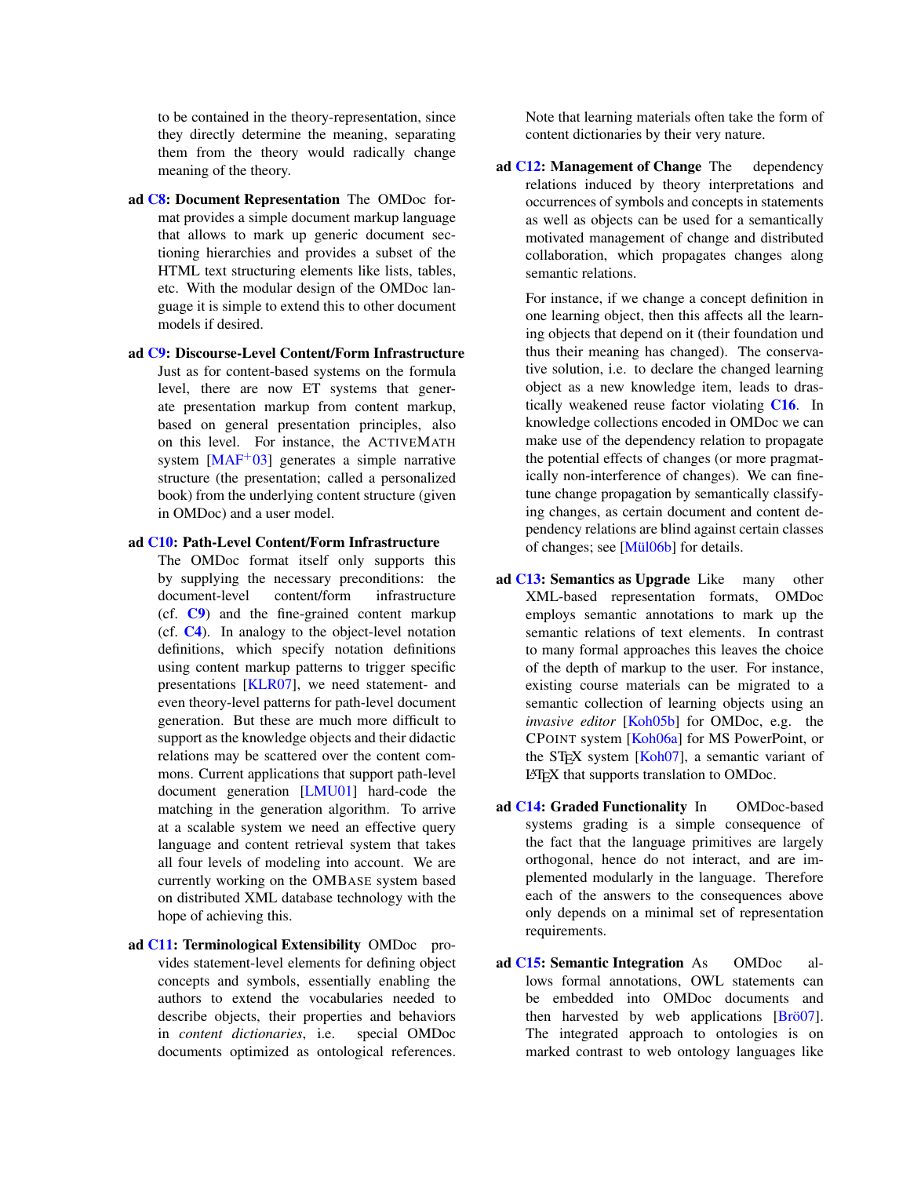to be contained in the theory-representation, since they directly determine the meaning, separating them from the theory would radically change meaning of the theory.

**ad C8: Document Representation** The OMDoc format provides a simple document markup language that allows to mark up generic document sectioning hierarchies and provides a subset of the HTML text structuring elements like lists, tables, etc. With the modular design of the OMDoc language it is simple to extend this to other document models if desired.

**ad C9: Discourse-Level Content/Form Infrastructure** Just as for content-based systems on the formula level, there are now ET systems that generate presentation markup from content markup, based on general presentation principles, also on this level. For instance, the ACTIVEMATH system [MAF+03] generates a simple narrative structure (the presentation; called a personalized book) from the underlying content structure (given in OMDoc) and a user model.

**ad C10: Path-Level Content/Form Infrastructure** The OMDoc format itself only supports this by supplying the necessary preconditions: the document-level content/form infrastructure (cf. **C9**) and the fine-grained content markup (cf. **C4**). In analogy to the object-level notation definitions, which specify notation definitions using content markup patterns to trigger specific presentations [KLR07], we need statement- and even theory-level patterns for path-level document generation. But these are much more difficult to support as the knowledge objects and their didactic relations may be scattered over the content commons. Current applications that support path-level document generation [LMU01] hard-code the matching in the generation algorithm. To arrive at a scalable system we need an effective query language and content retrieval system that takes all four levels of modeling into account. We are currently working on the OMBASE system based on distributed XML database technology with the hope of achieving this.

**ad C11: Terminological Extensibility** OMDoc provides statement-level elements for defining object concepts and symbols, essentially enabling the authors to extend the vocabularies needed to describe objects, their properties and behaviors in *content dictionaries*, i.e. special OMDoc documents optimized as ontological references. Note that learning materials often take the form of content dictionaries by their very nature.

**ad C12: Management of Change** The dependency relations induced by theory interpretations and occurrences of symbols and concepts in statements as well as objects can be used for a semantically motivated management of change and distributed collaboration, which propagates changes along semantic relations.

For instance, if we change a concept definition in one learning object, then this affects all the learning objects that depend on it (their foundation und thus their meaning has changed). The conservative solution, i.e. to declare the changed learning object as a new knowledge item, leads to drastically weakened reuse factor violating **C16**. In knowledge collections encoded in OMDoc we can make use of the dependency relation to propagate the potential effects of changes (or more pragmatically non-interference of changes). We can fine-tune change propagation by semantically classifying changes, as certain document and content dependency relations are blind against certain classes of changes; see [Mül06b] for details.

**ad C13: Semantics as Upgrade** Like many other XML-based representation formats, OMDoc employs semantic annotations to mark up the semantic relations of text elements. In contrast to many formal approaches this leaves the choice of the depth of markup to the user. For instance, existing course materials can be migrated to a semantic collection of learning objects using an *invasive editor* [Koh05b] for OMDoc, e.g. the CPOINT system [Koh06a] for MS PowerPoint, or the STEX system [Koh07], a semantic variant of LATEX that supports translation to OMDoc.

**ad C14: Graded Functionality** In OMDoc-based systems grading is a simple consequence of the fact that the language primitives are largely orthogonal, hence do not interact, and are implemented modularly in the language. Therefore each of the answers to the consequences above only depends on a minimal set of representation requirements.

**ad C15: Semantic Integration** As OMDoc allows formal annotations, OWL statements can be embedded into OMDoc documents and then harvested by web applications [Brö07]. The integrated approach to ontologies is on marked contrast to web ontology languages like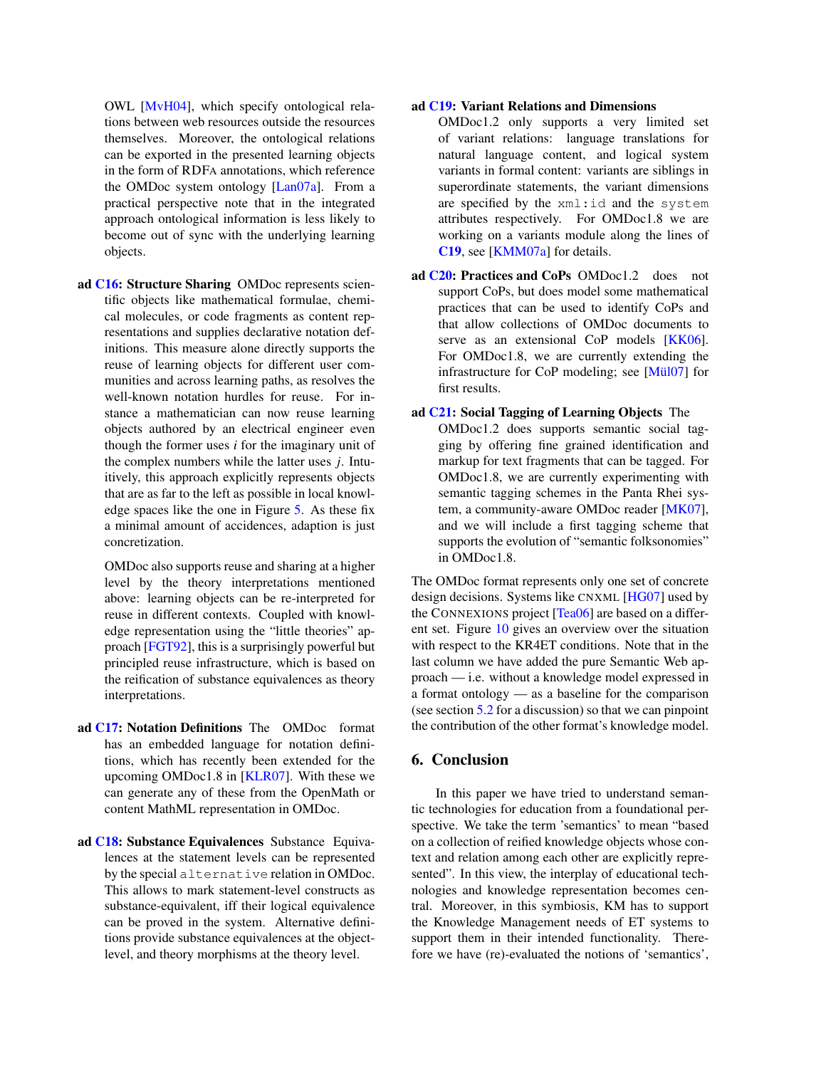OWL [MvH04], which specify ontological relations between web resources outside the resources themselves. Moreover, the ontological relations can be exported in the presented learning objects in the form of RDFA annotations, which reference the OMDoc system ontology [Lan07a]. From a practical perspective note that in the integrated approach ontological information is less likely to become out of sync with the underlying learning objects.

**ad C16: Structure Sharing** OMDoc represents scientific objects like mathematical formulae, chemical molecules, or code fragments as content representations and supplies declarative notation definitions. This measure alone directly supports the reuse of learning objects for different user communities and across learning paths, as resolves the well-known notation hurdles for reuse. For instance a mathematician can now reuse learning objects authored by an electrical engineer even though the former uses $i$ for the imaginary unit of the complex numbers while the latter uses $j$. Intuitively, this approach explicitly represents objects that are as far to the left as possible in local knowledge spaces like the one in Figure 5. As these fix a minimal amount of accidences, adaption is just concretization.

OMDoc also supports reuse and sharing at a higher level by the theory interpretations mentioned above: learning objects can be re-interpreted for reuse in different contexts. Coupled with knowledge representation using the "little theories" approach [FGT92], this is a surprisingly powerful but principled reuse infrastructure, which is based on the reification of substance equivalences as theory interpretations.

**ad C17: Notation Definitions** The OMDoc format has an embedded language for notation definitions, which has recently been extended for the upcoming OMDoc1.8 in [KLR07]. With these we can generate any of these from the OpenMath or content MathML representation in OMDoc.

**ad C18: Substance Equivalences** Substance Equivalences at the statement levels can be represented by the special `alternative` relation in OMDoc. This allows to mark statement-level constructs as substance-equivalent, iff their logical equivalence can be proved in the system. Alternative definitions provide substance equivalences at the object-level, and theory morphisms at the theory level.

**ad C19: Variant Relations and Dimensions** OMDoc1.2 only supports a very limited set of variant relations: language translations for natural language content, and logical system variants in formal content: variants are siblings in superordinate statements, the variant dimensions are specified by the `xml:id` and the `system` attributes respectively. For OMDoc1.8 we are working on a variants module along the lines of **C19**, see [KMM07a] for details.

**ad C20: Practices and CoPs** OMDoc1.2 does not support CoPs, but does model some mathematical practices that can be used to identify CoPs and that allow collections of OMDoc documents to serve as an extensional CoP models [KK06]. For OMDoc1.8, we are currently extending the infrastructure for CoP modeling; see [Mül07] for first results.

**ad C21: Social Tagging of Learning Objects** The OMDoc1.2 does supports semantic social tagging by offering fine grained identification and markup for text fragments that can be tagged. For OMDoc1.8, we are currently experimenting with semantic tagging schemes in the Panta Rhei system, a community-aware OMDoc reader [MK07], and we will include a first tagging scheme that supports the evolution of "semantic folksonomies" in OMDoc1.8.

The OMDoc format represents only one set of concrete design decisions. Systems like CNXML [HG07] used by the CONNEXIONS project [Tea06] are based on a different set. Figure 10 gives an overview over the situation with respect to the KR4ET conditions. Note that in the last column we have added the pure Semantic Web approach — i.e. without a knowledge model expressed in a format ontology — as a baseline for the comparison (see section 5.2 for a discussion) so that we can pinpoint the contribution of the other format's knowledge model.

## 6. Conclusion

In this paper we have tried to understand semantic technologies for education from a foundational perspective. We take the term 'semantics' to mean "based on a collection of reified knowledge objects whose context and relation among each other are explicitly represented". In this view, the interplay of educational technologies and knowledge representation becomes central. Moreover, in this symbiosis, KM has to support the Knowledge Management needs of ET systems to support them in their intended functionality. Therefore we have (re)-evaluated the notions of 'semantics',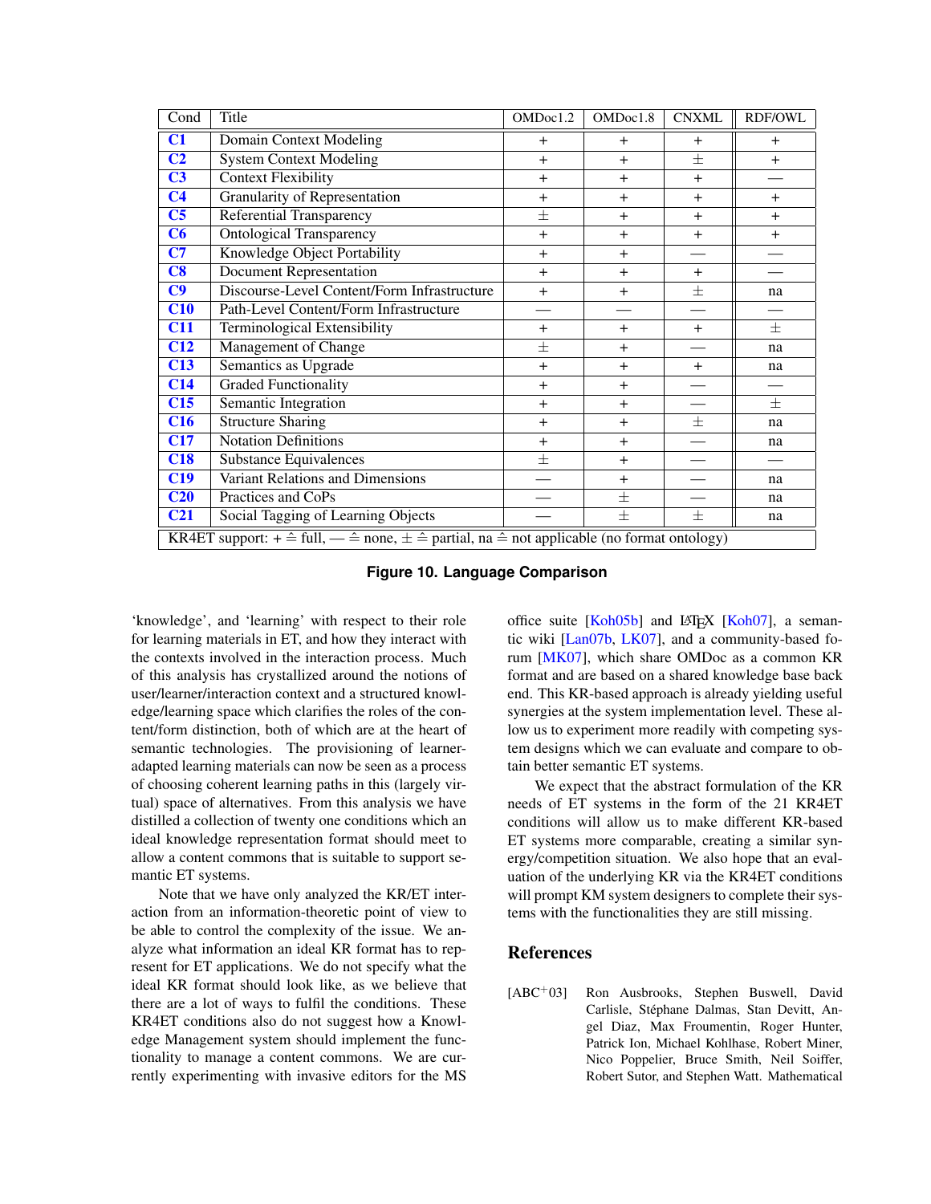| Cond | Title | OMDoc1.2 | OMDoc1.8 | CNXML | RDF/OWL |
|---|---|---|---|---|---|
| C1 | Domain Context Modeling | + | + | + | + |
| C2 | System Context Modeling | + | + | ± | + |
| C3 | Context Flexibility | + | + | + | — |
| C4 | Granularity of Representation | + | + | + | + |
| C5 | Referential Transparency | ± | + | + | + |
| C6 | Ontological Transparency | + | + | + | + |
| C7 | Knowledge Object Portability | + | + | — | — |
| C8 | Document Representation | + | + | + | — |
| C9 | Discourse-Level Content/Form Infrastructure | + | + | ± | na |
| C10 | Path-Level Content/Form Infrastructure | — | — | — | — |
| C11 | Terminological Extensibility | + | + | + | ± |
| C12 | Management of Change | ± | + | — | na |
| C13 | Semantics as Upgrade | + | + | + | na |
| C14 | Graded Functionality | + | + | — | — |
| C15 | Semantic Integration | + | + | — | ± |
| C16 | Structure Sharing | + | + | ± | na |
| C17 | Notation Definitions | + | + | — | na |
| C18 | Substance Equivalences | ± | + | — | — |
| C19 | Variant Relations and Dimensions | — | + | — | na |
| C20 | Practices and CoPs | — | ± | — | na |
| C21 | Social Tagging of Learning Objects | — | ± | ± | na |

KR4ET support: + ≙ full, — ≙ none, ± ≙ partial, na ≙ not applicable (no format ontology)

**Figure 10. Language Comparison**

'knowledge', and 'learning' with respect to their role for learning materials in ET, and how they interact with the contexts involved in the interaction process. Much of this analysis has crystallized around the notions of user/learner/interaction context and a structured knowledge/learning space which clarifies the roles of the content/form distinction, both of which are at the heart of semantic technologies. The provisioning of learner-adapted learning materials can now be seen as a process of choosing coherent learning paths in this (largely virtual) space of alternatives. From this analysis we have distilled a collection of twenty one conditions which an ideal knowledge representation format should meet to allow a content commons that is suitable to support semantic ET systems.

Note that we have only analyzed the KR/ET interaction from an information-theoretic point of view to be able to control the complexity of the issue. We analyze what information an ideal KR format has to represent for ET applications. We do not specify what the ideal KR format should look like, as we believe that there are a lot of ways to fulfil the conditions. These KR4ET conditions also do not suggest how a Knowledge Management system should implement the functionality to manage a content commons. We are currently experimenting with invasive editors for the MS office suite [Koh05b] and LaTeX [Koh07], a semantic wiki [Lan07b, LK07], and a community-based forum [MK07], which share OMDoc as a common KR format and are based on a shared knowledge base back end. This KR-based approach is already yielding useful synergies at the system implementation level. These allow us to experiment more readily with competing system designs which we can evaluate and compare to obtain better semantic ET systems.

We expect that the abstract formulation of the KR needs of ET systems in the form of the 21 KR4ET conditions will allow us to make different KR-based ET systems more comparable, creating a similar synergy/competition situation. We also hope that an evaluation of the underlying KR via the KR4ET conditions will prompt KM system designers to complete their systems with the functionalities they are still missing.

## References

[ABC+03] Ron Ausbrooks, Stephen Buswell, David Carlisle, Stéphane Dalmas, Stan Devitt, Angel Diaz, Max Froumentin, Roger Hunter, Patrick Ion, Michael Kohlhase, Robert Miner, Nico Poppelier, Bruce Smith, Neil Soiffer, Robert Sutor, and Stephen Watt. Mathematical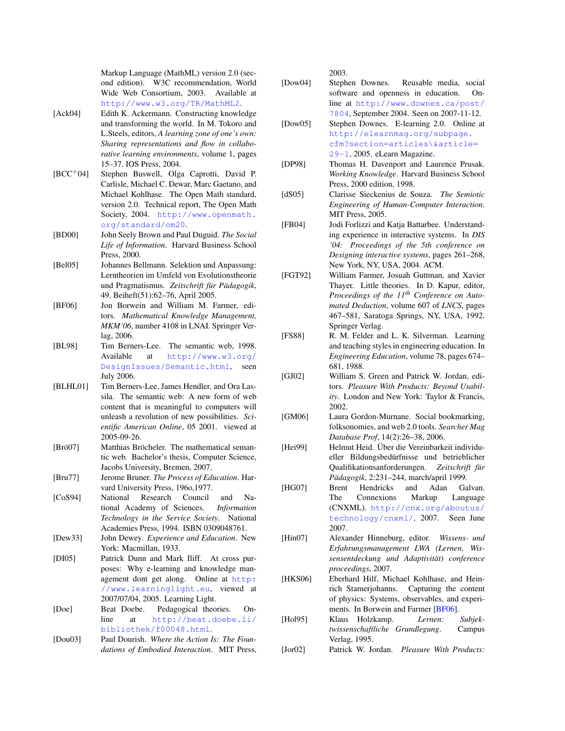Markup Language (MathML) version 2.0 (second edition). W3C recommendation, World Wide Web Consortium, 2003. Available at http://www.w3.org/TR/MathML2.

[Ack04] Edith K. Ackermann. Constructing knowledge and transforming the world. In M. Tokoro and L.Steels, editors, *A learning zone of one's own: Sharing representations and flow in collaborative learning environments*, volume 1, pages 15–37. IOS Press, 2004.

[BCC$^+$04] Stephen Buswell, Olga Caprotti, David P. Carlisle, Michael C. Dewar, Marc Gaetano, and Michael Kohlhase. The Open Math standard, version 2.0. Technical report, The Open Math Society, 2004. http://www.openmath.org/standard/om20.

[BD00] John Seely Brown and Paul Duguid. *The Social Life of Information*. Harvard Business School Press, 2000.

[Bel05] Johannes Bellmann. Selektion und Anpassung: Lerntheorien im Umfeld von Evolutionstheorie und Pragmatismus. *Zeitschrift für Pädagogik*, 49. Beiheft(51):62–76, April 2005.

[BF06] Jon Borwein and William M. Farmer, editors. *Mathematical Knowledge Management, MKM'06*, number 4108 in LNAI. Springer Verlag, 2006.

[BL98] Tim Berners-Lee. The semantic web, 1998. Available at http://www.w3.org/DesignIssues/Semantic.html, seen July 2006.

[BLHL01] Tim Berners-Lee, James Hendler, and Ora Lassila. The semantic web: A new form of web content that is meaningful to computers will unleash a revolution of new possibilities. *Scientific American Online*, 05 2001. viewed at 2005-09-26.

[Brö07] Matthias Bröcheler. The mathematical semantic web. Bachelor's thesis, Computer Science, Jacobs University, Bremen, 2007.

[Bru77] Jerome Bruner. *The Process of Education*. Harvard University Press, 196o,1977.

[CoS94] National Research Council and National Academy of Sciences. *Information Technology in the Service Society*. National Academies Press, 1994. ISBN 0309048761.

[Dew33] John Dewey. *Experience and Education*. New York: Macmillan, 1933.

[DI05] Patrick Dunn and Mark Iliff. At cross purposes: Why e-learning and knowledge management dont get along. Online at http://www.learninglight.eu, viewed at 2007/07/04, 2005. Learning Light.

[Doe] Beat Doebe. Pedagogical theories. Online at http://beat.doebe.li/bibliothek/f00048.html.

[Dou03] Paul Dourish. *Where the Action Is: The Foundations of Embodied Interaction*. MIT Press, 2003.

[Dow04] Stephen Downes. Reusable media, social software and openness in education. Online at http://www.downes.ca/post/7804, September 2004. Seen on 2007-11-12.

[Dow05] Stephen Downes. E-learning 2.0. Online at http://elearnmag.org/subpage.cfm?section=articles\&article=29-1, 2005. eLearn Magazine.

[DP98] Thomas H. Davenport and Laurence Prusak. *Working Knowledge*. Harvard Business School Press, 2000 edition, 1998.

[dS05] Clarisse Sieckenius de Souza. *The Semiotic Engineering of Human-Computer Interaction*. MIT Press, 2005.

[FB04] Jodi Forlizzi and Katja Battarbee. Understanding experience in interactive systems. In *DIS '04: Proceedings of the 5th conference on Designing interactive systems*, pages 261–268, New York, NY, USA, 2004. ACM.

[FGT92] William Farmer, Josuah Guttman, and Xavier Thayer. Little theories. In D. Kapur, editor, *Proceedings of the 11$^{th}$ Conference on Automated Deduction*, volume 607 of *LNCS*, pages 467–581, Saratoga Springs, NY, USA, 1992. Springer Verlag.

[FS88] R. M. Felder and L. K. Silverman. Learning and teaching styles in engineering education. In *Engineering Education*, volume 78, pages 674–681, 1988.

[GJ02] William S. Green and Patrick W. Jordan, editors. *Pleasure With Products: Beyond Usability*. London and New York: Taylor & Francis, 2002.

[GM06] Laura Gordon-Murnane. Social bookmarking, folksonomies, and web 2.0 tools. *Searcher Mag Database Prof*, 14(2):26–38, 2006.

[Hei99] Helmut Heid. Über die Vereinbarkeit individueller Bildungsbedürfnisse und betrieblicher Qualifikationsanforderungen. *Zeitschrift für Pädagogik*, 2:231–244, march/april 1999.

[HG07] Brent Hendricks and Adan Galvan. The Connexions Markup Language (CNXML). http://cnx.org/aboutus/technology/cnxml/, 2007. Seen June 2007.

[Hin07] Alexander Hinneburg, editor. *Wissens- und Erfahrungsmanagement LWA (Lernen, Wissensentdeckung und Adaptivität) conference proceedings*, 2007.

[HKS06] Eberhard Hilf, Michael Kohlhase, and Heinrich Stamerjohanns. Capturing the content of physics: Systems, observables, and experiments. In Borwein and Farmer [BF06].

[Hol95] Klaus Holzkamp. *Lernen: Subjektwissenschaftliche Grundlegung*. Campus Verlag, 1995.

[Jor02] Patrick W. Jordan. *Pleasure With Products:*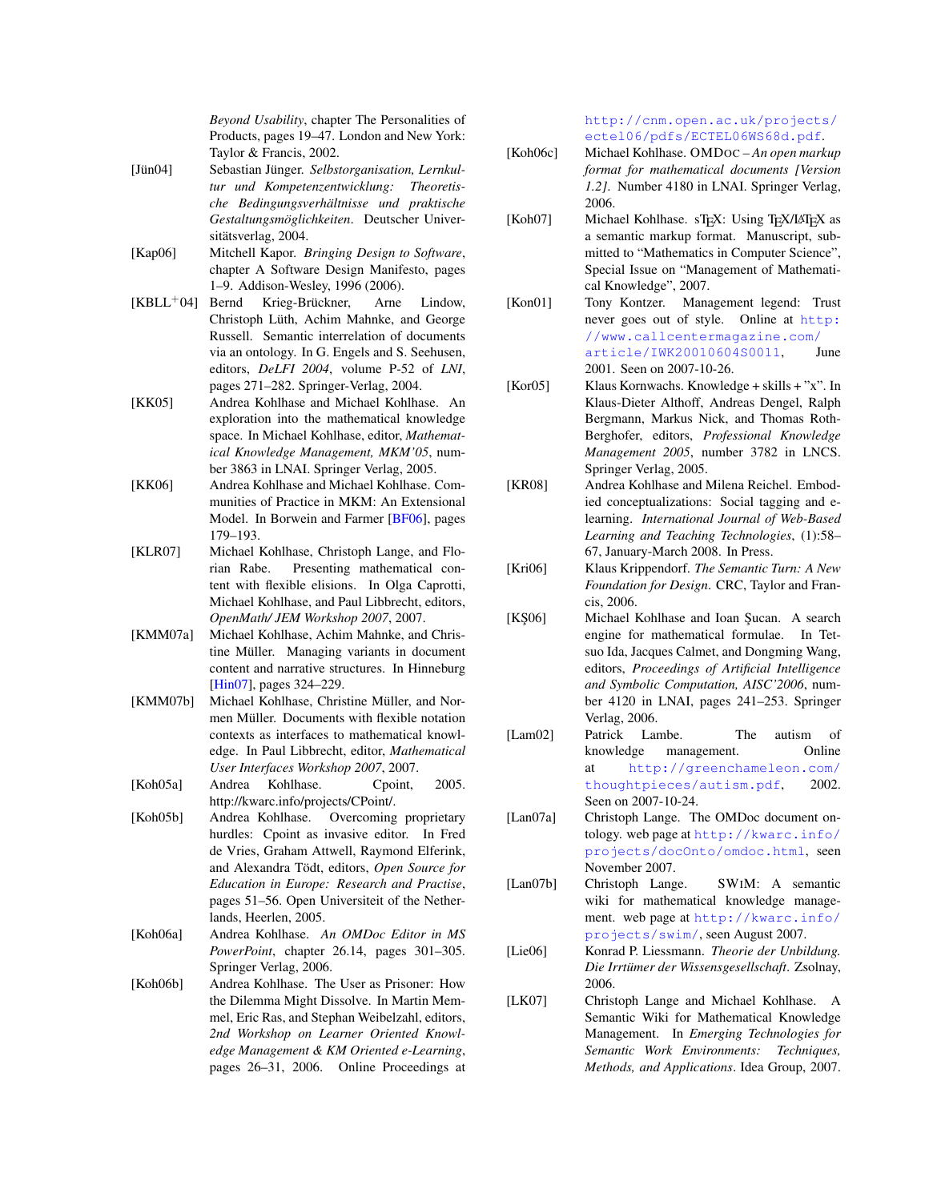*Beyond Usability*, chapter The Personalities of Products, pages 19–47. London and New York: Taylor & Francis, 2002.

[Jün04] Sebastian Jünger. *Selbstorganisation, Lernkultur und Kompetenzentwicklung: Theoretische Bedingungsverhältnisse und praktische Gestaltungsmöglichkeiten*. Deutscher Universitätsverlag, 2004.

[Kap06] Mitchell Kapor. *Bringing Design to Software*, chapter A Software Design Manifesto, pages 1–9. Addison-Wesley, 1996 (2006).

[KBLL+04] Bernd Krieg-Brückner, Arne Lindow, Christoph Lüth, Achim Mahnke, and George Russell. Semantic interrelation of documents via an ontology. In G. Engels and S. Seehusen, editors, *DeLFI 2004*, volume P-52 of *LNI*, pages 271–282. Springer-Verlag, 2004.

[KK05] Andrea Kohlhase and Michael Kohlhase. An exploration into the mathematical knowledge space. In Michael Kohlhase, editor, *Mathematical Knowledge Management, MKM'05*, number 3863 in LNAI. Springer Verlag, 2005.

[KK06] Andrea Kohlhase and Michael Kohlhase. Communities of Practice in MKM: An Extensional Model. In Borwein and Farmer [BF06], pages 179–193.

[KLR07] Michael Kohlhase, Christoph Lange, and Florian Rabe. Presenting mathematical content with flexible elisions. In Olga Caprotti, Michael Kohlhase, and Paul Libbrecht, editors, *OpenMath/ JEM Workshop 2007*, 2007.

[KMM07a] Michael Kohlhase, Achim Mahnke, and Christine Müller. Managing variants in document content and narrative structures. In Hinneburg [Hin07], pages 324–229.

[KMM07b] Michael Kohlhase, Christine Müller, and Normen Müller. Documents with flexible notation contexts as interfaces to mathematical knowledge. In Paul Libbrecht, editor, *Mathematical User Interfaces Workshop 2007*, 2007.

[Koh05a] Andrea Kohlhase. Cpoint, 2005. http://kwarc.info/projects/CPoint/.

[Koh05b] Andrea Kohlhase. Overcoming proprietary hurdles: Cpoint as invasive editor. In Fred de Vries, Graham Attwell, Raymond Elferink, and Alexandra Tödt, editors, *Open Source for Education in Europe: Research and Practise*, pages 51–56. Open Universiteit of the Netherlands, Heerlen, 2005.

[Koh06a] Andrea Kohlhase. *An OMDoc Editor in MS PowerPoint*, chapter 26.14, pages 301–305. Springer Verlag, 2006.

[Koh06b] Andrea Kohlhase. The User as Prisoner: How the Dilemma Might Dissolve. In Martin Memmel, Eric Ras, and Stephan Weibelzahl, editors, *2nd Workshop on Learner Oriented Knowledge Management & KM Oriented e-Learning*, pages 26–31, 2006. Online Proceedings at http://cnm.open.ac.uk/projects/ectel06/pdfs/ECTEL06WS68d.pdf.

[Koh06c] Michael Kohlhase. OMDoc – *An open markup format for mathematical documents [Version 1.2]*. Number 4180 in LNAI. Springer Verlag, 2006.

[Koh07] Michael Kohlhase. sTEX: Using TEX/LATEX as a semantic markup format. Manuscript, submitted to "Mathematics in Computer Science", Special Issue on "Management of Mathematical Knowledge", 2007.

[Kon01] Tony Kontzer. Management legend: Trust never goes out of style. Online at http://www.callcentermagazine.com/article/IWK20010604S0011, June 2001. Seen on 2007-10-26.

[Kor05] Klaus Kornwachs. Knowledge + skills + "x". In Klaus-Dieter Althoff, Andreas Dengel, Ralph Bergmann, Markus Nick, and Thomas Roth-Berghofer, editors, *Professional Knowledge Management 2005*, number 3782 in LNCS. Springer Verlag, 2005.

[KR08] Andrea Kohlhase and Milena Reichel. Embodied conceptualizations: Social tagging and e-learning. *International Journal of Web-Based Learning and Teaching Technologies*, (1):58–67, January-March 2008. In Press.

[Kri06] Klaus Krippendorf. *The Semantic Turn: A New Foundation for Design*. CRC, Taylor and Francis, 2006.

[KŞ06] Michael Kohlhase and Ioan Şucan. A search engine for mathematical formulae. In Tetsuo Ida, Jacques Calmet, and Dongming Wang, editors, *Proceedings of Artificial Intelligence and Symbolic Computation, AISC'2006*, number 4120 in LNAI, pages 241–253. Springer Verlag, 2006.

[Lam02] Patrick Lambe. The autism of knowledge management. Online at http://greenchameleon.com/thoughtpieces/autism.pdf, 2002. Seen on 2007-10-24.

[Lan07a] Christoph Lange. The OMDoc document ontology. web page at http://kwarc.info/projects/docOnto/omdoc.html, seen November 2007.

[Lan07b] Christoph Lange. SWiM: A semantic wiki for mathematical knowledge management. web page at http://kwarc.info/projects/swim/, seen August 2007.

[Lie06] Konrad P. Liessmann. *Theorie der Unbildung. Die Irrtümer der Wissensgesellschaft*. Zsolnay, 2006.

[LK07] Christoph Lange and Michael Kohlhase. A Semantic Wiki for Mathematical Knowledge Management. In *Emerging Technologies for Semantic Work Environments: Techniques, Methods, and Applications*. Idea Group, 2007.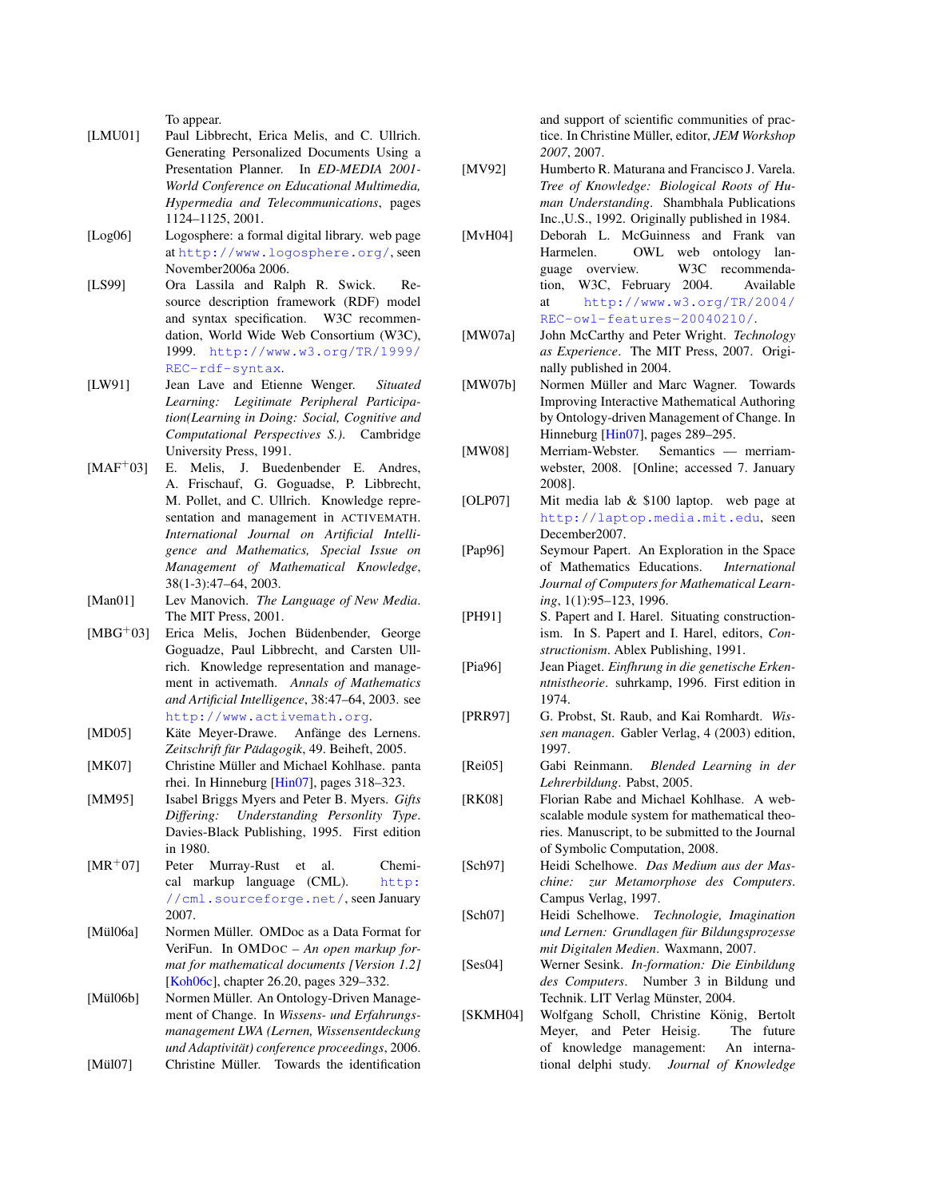To appear.

[LMU01] Paul Libbrecht, Erica Melis, and C. Ullrich. Generating Personalized Documents Using a Presentation Planner. In *ED-MEDIA 2001-World Conference on Educational Multimedia, Hypermedia and Telecommunications*, pages 1124–1125, 2001.

[Log06] Logosphere: a formal digital library. web page at http://www.logosphere.org/, seen November2006a 2006.

[LS99] Ora Lassila and Ralph R. Swick. Resource description framework (RDF) model and syntax specification. W3C recommendation, World Wide Web Consortium (W3C), 1999. http://www.w3.org/TR/1999/REC-rdf-syntax.

[LW91] Jean Lave and Etienne Wenger. *Situated Learning: Legitimate Peripheral Participation(Learning in Doing: Social, Cognitive and Computational Perspectives S.)*. Cambridge University Press, 1991.

[MAF+03] E. Melis, J. Buedenbender E. Andres, A. Frischauf, G. Goguadse, P. Libbrecht, M. Pollet, and C. Ullrich. Knowledge representation and management in ACTIVEMATH. *International Journal on Artificial Intelligence and Mathematics, Special Issue on Management of Mathematical Knowledge*, 38(1-3):47–64, 2003.

[Man01] Lev Manovich. *The Language of New Media*. The MIT Press, 2001.

[MBG+03] Erica Melis, Jochen Büdenbender, George Goguadze, Paul Libbrecht, and Carsten Ullrich. Knowledge representation and management in activemath. *Annals of Mathematics and Artificial Intelligence*, 38:47–64, 2003. see http://www.activemath.org.

[MD05] Käte Meyer-Drawe. Anfänge des Lernens. *Zeitschrift für Pädagogik*, 49. Beiheft, 2005.

[MK07] Christine Müller and Michael Kohlhase. panta rhei. In Hinneburg [Hin07], pages 318–323.

[MM95] Isabel Briggs Myers and Peter B. Myers. *Gifts Differing: Understanding Personlity Type*. Davies-Black Publishing, 1995. First edition in 1980.

[MR+07] Peter Murray-Rust et al. Chemical markup language (CML). http://cml.sourceforge.net/, seen January 2007.

[Mül06a] Normen Müller. OMDoc as a Data Format for VeriFun. In OMDOC – *An open markup format for mathematical documents [Version 1.2]* [Koh06c], chapter 26.20, pages 329–332.

[Mül06b] Normen Müller. An Ontology-Driven Management of Change. In *Wissens- und Erfahrungsmanagement LWA (Lernen, Wissensentdeckung und Adaptivität) conference proceedings*, 2006.

[Mül07] Christine Müller. Towards the identification and support of scientific communities of practice. In Christine Müller, editor, *JEM Workshop 2007*, 2007.

[MV92] Humberto R. Maturana and Francisco J. Varela. *Tree of Knowledge: Biological Roots of Human Understanding*. Shambhala Publications Inc.,U.S., 1992. Originally published in 1984.

[MvH04] Deborah L. McGuinness and Frank van Harmelen. OWL web ontology language overview. W3C recommendation, W3C, February 2004. Available at http://www.w3.org/TR/2004/REC-owl-features-20040210/.

[MW07a] John McCarthy and Peter Wright. *Technology as Experience*. The MIT Press, 2007. Originally published in 2004.

[MW07b] Normen Müller and Marc Wagner. Towards Improving Interactive Mathematical Authoring by Ontology-driven Management of Change. In Hinneburg [Hin07], pages 289–295.

[MW08] Merriam-Webster. Semantics — merriam-webster, 2008. [Online; accessed 7. January 2008].

[OLP07] Mit media lab & $100 laptop. web page at http://laptop.media.mit.edu, seen December2007.

[Pap96] Seymour Papert. An Exploration in the Space of Mathematics Educations. *International Journal of Computers for Mathematical Learning*, 1(1):95–123, 1996.

[PH91] S. Papert and I. Harel. Situating constructionism. In S. Papert and I. Harel, editors, *Constructionism*. Ablex Publishing, 1991.

[Pia96] Jean Piaget. *Einfhrung in die genetische Erkenntnistheorie*. suhrkamp, 1996. First edition in 1974.

[PRR97] G. Probst, St. Raub, and Kai Romhardt. *Wissen managen*. Gabler Verlag, 4 (2003) edition, 1997.

[Rei05] Gabi Reinmann. *Blended Learning in der Lehrerbildung*. Pabst, 2005.

[RK08] Florian Rabe and Michael Kohlhase. A web-scalable module system for mathematical theories. Manuscript, to be submitted to the Journal of Symbolic Computation, 2008.

[Sch97] Heidi Schelhowe. *Das Medium aus der Maschine: zur Metamorphose des Computers*. Campus Verlag, 1997.

[Sch07] Heidi Schelhowe. *Technologie, Imagination und Lernen: Grundlagen für Bildungsprozesse mit Digitalen Medien*. Waxmann, 2007.

[Ses04] Werner Sesink. *In-formation: Die Einbildung des Computers*. Number 3 in Bildung und Technik. LIT Verlag Münster, 2004.

[SKMH04] Wolfgang Scholl, Christine König, Bertolt Meyer, and Peter Heisig. The future of knowledge management: An international delphi study. *Journal of Knowledge*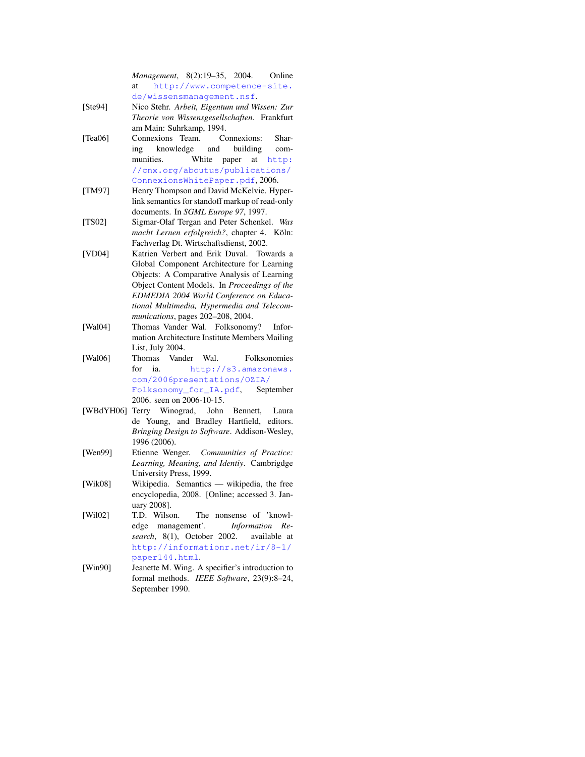*Management*, 8(2):19–35, 2004. Online at http://www.competence-site.de/wissensmanagement.nsf.

[Ste94] Nico Stehr. *Arbeit, Eigentum und Wissen: Zur Theorie von Wissensgesellschaften*. Frankfurt am Main: Suhrkamp, 1994.

[Tea06] Connexions Team. Connexions: Sharing knowledge and building communities. White paper at http://cnx.org/aboutus/publications/ConnexionsWhitePaper.pdf, 2006.

[TM97] Henry Thompson and David McKelvie. Hyperlink semantics for standoff markup of read-only documents. In *SGML Europe 97*, 1997.

[TS02] Sigmar-Olaf Tergan and Peter Schenkel. *Was macht Lernen erfolgreich?*, chapter 4. Köln: Fachverlag Dt. Wirtschaftsdienst, 2002.

[VD04] Katrien Verbert and Erik Duval. Towards a Global Component Architecture for Learning Objects: A Comparative Analysis of Learning Object Content Models. In *Proceedings of the EDMEDIA 2004 World Conference on Educational Multimedia, Hypermedia and Telecommunications*, pages 202–208, 2004.

[Wal04] Thomas Vander Wal. Folksonomy? Information Architecture Institute Members Mailing List, July 2004.

[Wal06] Thomas Vander Wal. Folksonomies for ia. http://s3.amazonaws.com/2006presentations/OZIA/Folksonomy_for_IA.pdf, September 2006. seen on 2006-10-15.

[WBdYH06] Terry Winograd, John Bennett, Laura de Young, and Bradley Hartfield, editors. *Bringing Design to Software*. Addison-Wesley, 1996 (2006).

[Wen99] Etienne Wenger. *Communities of Practice: Learning, Meaning, and Identiy*. Cambrigdge University Press, 1999.

[Wik08] Wikipedia. Semantics — wikipedia, the free encyclopedia, 2008. [Online; accessed 3. January 2008].

[Wil02] T.D. Wilson. The nonsense of 'knowledge management'. *Information Research*, 8(1), October 2002. available at http://informationr.net/ir/8-1/paper144.html.

[Win90] Jeanette M. Wing. A specifier's introduction to formal methods. *IEEE Software*, 23(9):8–24, September 1990.